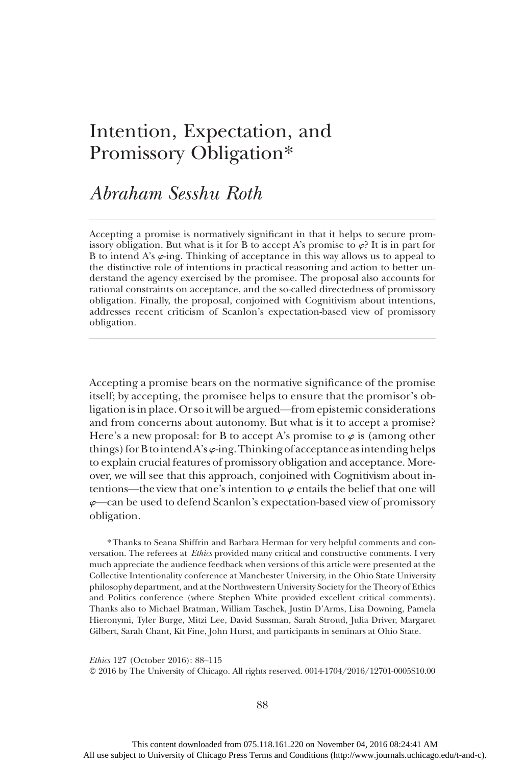# Intention, Expectation, and Promissory Obligation*

## *Abraham Sesshu Roth*

Accepting a promise is normatively significant in that it helps to secure promissory obligation. But what is it for B to accept A's promise to $\varphi$? It is in part for B to intend A's $\varphi$-ing. Thinking of acceptance in this way allows us to appeal to the distinctive role of intentions in practical reasoning and action to better understand the agency exercised by the promisee. The proposal also accounts for rational constraints on acceptance, and the so-called directedness of promissory obligation. Finally, the proposal, conjoined with Cognitivism about intentions, addresses recent criticism of Scanlon's expectation-based view of promissory obligation.

---

Accepting a promise bears on the normative significance of the promise itself; by accepting, the promisee helps to ensure that the promisor's obligation is in place. Or so it will be argued—from epistemic considerations and from concerns about autonomy. But what is it to accept a promise? Here's a new proposal: for B to accept A's promise to $\varphi$ is (among other things) for B to intend A's $\varphi$-ing. Thinking of acceptance as intending helps to explain crucial features of promissory obligation and acceptance. Moreover, we will see that this approach, conjoined with Cognitivism about intentions—the view that one's intention to $\varphi$ entails the belief that one will $\varphi$—can be used to defend Scanlon's expectation-based view of promissory obligation.

*Thanks to Seana Shiffrin and Barbara Herman for very helpful comments and conversation. The referees at *Ethics* provided many critical and constructive comments. I very much appreciate the audience feedback when versions of this article were presented at the Collective Intentionality conference at Manchester University, in the Ohio State University philosophy department, and at the Northwestern University Society for the Theory of Ethics and Politics conference (where Stephen White provided excellent critical comments). Thanks also to Michael Bratman, William Taschek, Justin D'Arms, Lisa Downing, Pamela Hieronymi, Tyler Burge, Mitzi Lee, David Sussman, Sarah Stroud, Julia Driver, Margaret Gilbert, Sarah Chant, Kit Fine, John Hurst, and participants in seminars at Ohio State.

*Ethics* 127 (October 2016): 88–115
© 2016 by The University of Chicago. All rights reserved. 0014-1704/2016/12701-0005$10.00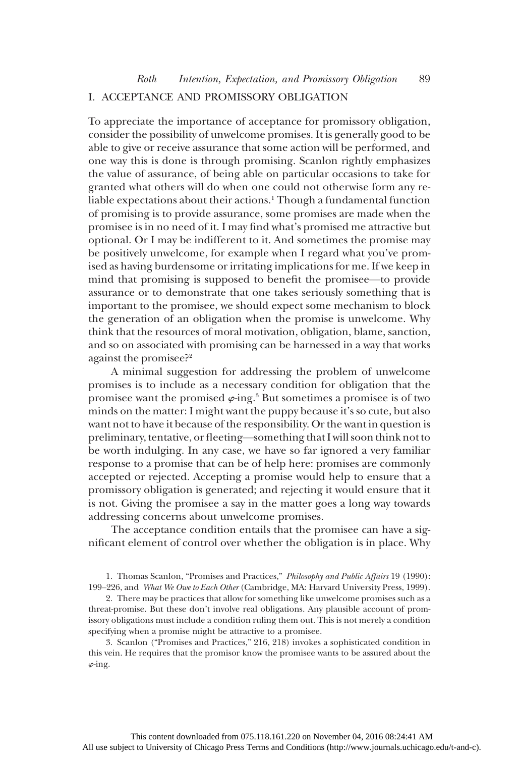## I. ACCEPTANCE AND PROMISSORY OBLIGATION

To appreciate the importance of acceptance for promissory obligation, consider the possibility of unwelcome promises. It is generally good to be able to give or receive assurance that some action will be performed, and one way this is done is through promising. Scanlon rightly emphasizes the value of assurance, of being able on particular occasions to take for granted what others will do when one could not otherwise form any reliable expectations about their actions.[1] Though a fundamental function of promising is to provide assurance, some promises are made when the promisee is in no need of it. I may find what's promised me attractive but optional. Or I may be indifferent to it. And sometimes the promise may be positively unwelcome, for example when I regard what you've promised as having burdensome or irritating implications for me. If we keep in mind that promising is supposed to benefit the promisee—to provide assurance or to demonstrate that one takes seriously something that is important to the promisee, we should expect some mechanism to block the generation of an obligation when the promise is unwelcome. Why think that the resources of moral motivation, obligation, blame, sanction, and so on associated with promising can be harnessed in a way that works against the promisee?[2]

A minimal suggestion for addressing the problem of unwelcome promises is to include as a necessary condition for obligation that the promisee want the promised $\varphi$-ing.[3] But sometimes a promisee is of two minds on the matter: I might want the puppy because it's so cute, but also want not to have it because of the responsibility. Or the want in question is preliminary, tentative, or fleeting—something that I will soon think not to be worth indulging. In any case, we have so far ignored a very familiar response to a promise that can be of help here: promises are commonly accepted or rejected. Accepting a promise would help to ensure that a promissory obligation is generated; and rejecting it would ensure that it is not. Giving the promisee a say in the matter goes a long way towards addressing concerns about unwelcome promises.

The acceptance condition entails that the promisee can have a significant element of control over whether the obligation is in place. Why

1. Thomas Scanlon, "Promises and Practices," *Philosophy and Public Affairs* 19 (1990): 199–226, and *What We Owe to Each Other* (Cambridge, MA: Harvard University Press, 1999).

2. There may be practices that allow for something like unwelcome promises such as a threat-promise. But these don't involve real obligations. Any plausible account of promissory obligations must include a condition ruling them out. This is not merely a condition specifying when a promise might be attractive to a promisee.

3. Scanlon ("Promises and Practices," 216, 218) invokes a sophisticated condition in this vein. He requires that the promisor know the promisee wants to be assured about the $\varphi$-ing.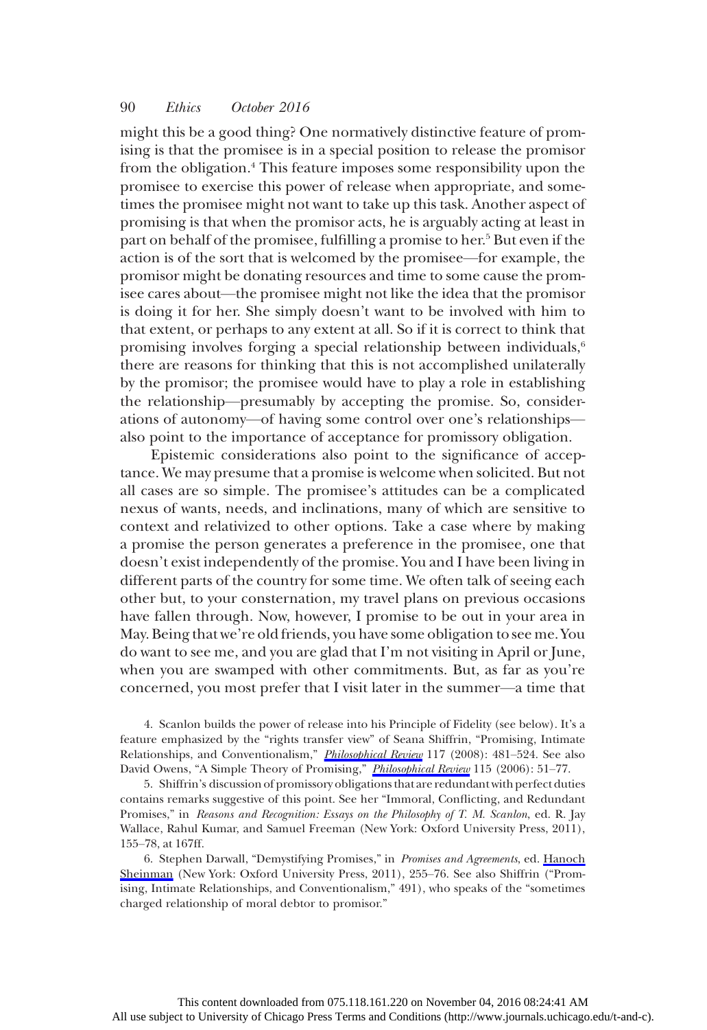might this be a good thing? One normatively distinctive feature of promising is that the promisee is in a special position to release the promisor from the obligation.[4] This feature imposes some responsibility upon the promisee to exercise this power of release when appropriate, and sometimes the promisee might not want to take up this task. Another aspect of promising is that when the promisor acts, he is arguably acting at least in part on behalf of the promisee, fulfilling a promise to her.[5] But even if the action is of the sort that is welcomed by the promisee—for example, the promisor might be donating resources and time to some cause the promisee cares about—the promisee might not like the idea that the promisor is doing it for her. She simply doesn't want to be involved with him to that extent, or perhaps to any extent at all. So if it is correct to think that promising involves forging a special relationship between individuals,[6] there are reasons for thinking that this is not accomplished unilaterally by the promisor; the promisee would have to play a role in establishing the relationship—presumably by accepting the promise. So, considerations of autonomy—of having some control over one's relationships—also point to the importance of acceptance for promissory obligation.

Epistemic considerations also point to the significance of acceptance. We may presume that a promise is welcome when solicited. But not all cases are so simple. The promisee's attitudes can be a complicated nexus of wants, needs, and inclinations, many of which are sensitive to context and relativized to other options. Take a case where by making a promise the person generates a preference in the promisee, one that doesn't exist independently of the promise. You and I have been living in different parts of the country for some time. We often talk of seeing each other but, to your consternation, my travel plans on previous occasions have fallen through. Now, however, I promise to be out in your area in May. Being that we're old friends, you have some obligation to see me. You do want to see me, and you are glad that I'm not visiting in April or June, when you are swamped with other commitments. But, as far as you're concerned, you most prefer that I visit later in the summer—a time that

4. Scanlon builds the power of release into his Principle of Fidelity (see below). It's a feature emphasized by the "rights transfer view" of Seana Shiffrin, "Promising, Intimate Relationships, and Conventionalism," *Philosophical Review* 117 (2008): 481–524. See also David Owens, "A Simple Theory of Promising," *Philosophical Review* 115 (2006): 51–77.

5. Shiffrin's discussion of promissory obligations that are redundant with perfect duties contains remarks suggestive of this point. See her "Immoral, Conflicting, and Redundant Promises," in *Reasons and Recognition: Essays on the Philosophy of T. M. Scanlon*, ed. R. Jay Wallace, Rahul Kumar, and Samuel Freeman (New York: Oxford University Press, 2011), 155–78, at 167ff.

6. Stephen Darwall, "Demystifying Promises," in *Promises and Agreements*, ed. Hanoch Sheinman (New York: Oxford University Press, 2011), 255–76. See also Shiffrin ("Promising, Intimate Relationships, and Conventionalism," 491), who speaks of the "sometimes charged relationship of moral debtor to promisor."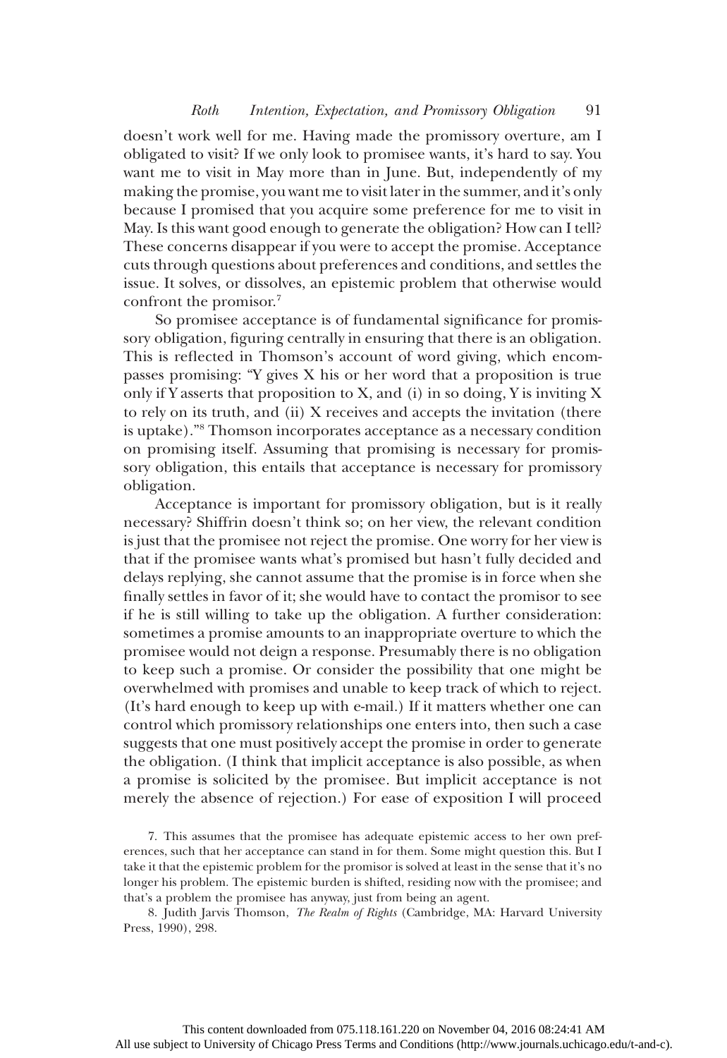doesn't work well for me. Having made the promissory overture, am I obligated to visit? If we only look to promisee wants, it's hard to say. You want me to visit in May more than in June. But, independently of my making the promise, you want me to visit later in the summer, and it's only because I promised that you acquire some preference for me to visit in May. Is this want good enough to generate the obligation? How can I tell? These concerns disappear if you were to accept the promise. Acceptance cuts through questions about preferences and conditions, and settles the issue. It solves, or dissolves, an epistemic problem that otherwise would confront the promisor.[7]

So promisee acceptance is of fundamental significance for promissory obligation, figuring centrally in ensuring that there is an obligation. This is reflected in Thomson's account of word giving, which encompasses promising: "Y gives X his or her word that a proposition is true only if Y asserts that proposition to X, and (i) in so doing, Y is inviting X to rely on its truth, and (ii) X receives and accepts the invitation (there is uptake)."[8] Thomson incorporates acceptance as a necessary condition on promising itself. Assuming that promising is necessary for promissory obligation, this entails that acceptance is necessary for promissory obligation.

Acceptance is important for promissory obligation, but is it really necessary? Shiffrin doesn't think so; on her view, the relevant condition is just that the promisee not reject the promise. One worry for her view is that if the promisee wants what's promised but hasn't fully decided and delays replying, she cannot assume that the promise is in force when she finally settles in favor of it; she would have to contact the promisor to see if he is still willing to take up the obligation. A further consideration: sometimes a promise amounts to an inappropriate overture to which the promisee would not deign a response. Presumably there is no obligation to keep such a promise. Or consider the possibility that one might be overwhelmed with promises and unable to keep track of which to reject. (It's hard enough to keep up with e-mail.) If it matters whether one can control which promissory relationships one enters into, then such a case suggests that one must positively accept the promise in order to generate the obligation. (I think that implicit acceptance is also possible, as when a promise is solicited by the promisee. But implicit acceptance is not merely the absence of rejection.) For ease of exposition I will proceed

7. This assumes that the promisee has adequate epistemic access to her own preferences, such that her acceptance can stand in for them. Some might question this. But I take it that the epistemic problem for the promisor is solved at least in the sense that it's no longer his problem. The epistemic burden is shifted, residing now with the promisee; and that's a problem the promisee has anyway, just from being an agent.

8. Judith Jarvis Thomson, *The Realm of Rights* (Cambridge, MA: Harvard University Press, 1990), 298.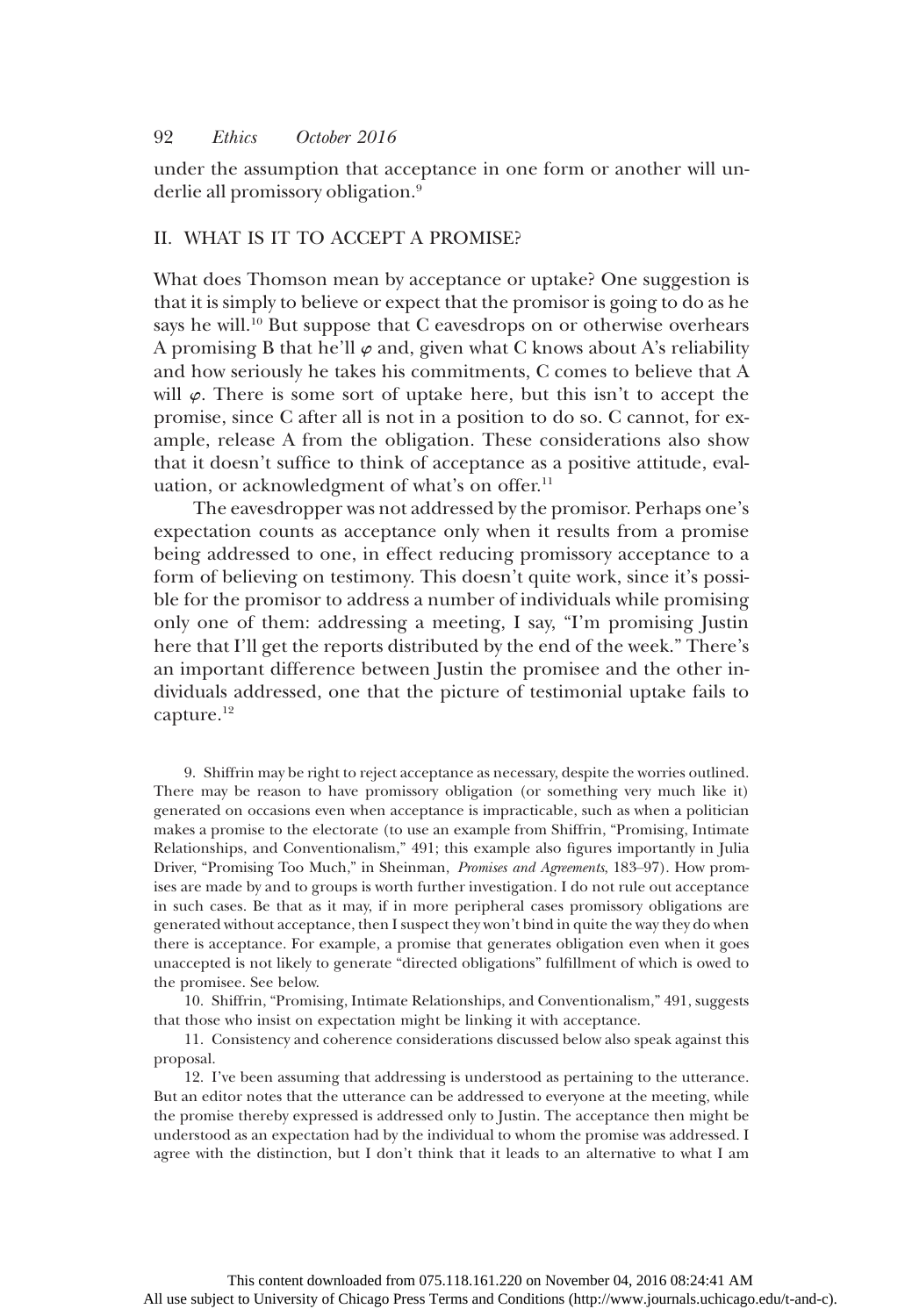under the assumption that acceptance in one form or another will underlie all promissory obligation.[9]

## II. WHAT IS IT TO ACCEPT A PROMISE?

What does Thomson mean by acceptance or uptake? One suggestion is that it is simply to believe or expect that the promisor is going to do as he says he will.[10] But suppose that C eavesdrops on or otherwise overhears A promising B that he'll $\varphi$ and, given what C knows about A's reliability and how seriously he takes his commitments, C comes to believe that A will $\varphi$. There is some sort of uptake here, but this isn't to accept the promise, since C after all is not in a position to do so. C cannot, for example, release A from the obligation. These considerations also show that it doesn't suffice to think of acceptance as a positive attitude, evaluation, or acknowledgment of what's on offer.[11]

The eavesdropper was not addressed by the promisor. Perhaps one's expectation counts as acceptance only when it results from a promise being addressed to one, in effect reducing promissory acceptance to a form of believing on testimony. This doesn't quite work, since it's possible for the promisor to address a number of individuals while promising only one of them: addressing a meeting, I say, "I'm promising Justin here that I'll get the reports distributed by the end of the week." There's an important difference between Justin the promisee and the other individuals addressed, one that the picture of testimonial uptake fails to capture.[12]

9. Shiffrin may be right to reject acceptance as necessary, despite the worries outlined. There may be reason to have promissory obligation (or something very much like it) generated on occasions even when acceptance is impracticable, such as when a politician makes a promise to the electorate (to use an example from Shiffrin, "Promising, Intimate Relationships, and Conventionalism," 491; this example also figures importantly in Julia Driver, "Promising Too Much," in Sheinman, *Promises and Agreements*, 183–97). How promises are made by and to groups is worth further investigation. I do not rule out acceptance in such cases. Be that as it may, if in more peripheral cases promissory obligations are generated without acceptance, then I suspect they won't bind in quite the way they do when there is acceptance. For example, a promise that generates obligation even when it goes unaccepted is not likely to generate "directed obligations" fulfillment of which is owed to the promisee. See below.

10. Shiffrin, "Promising, Intimate Relationships, and Conventionalism," 491, suggests that those who insist on expectation might be linking it with acceptance.

11. Consistency and coherence considerations discussed below also speak against this proposal.

12. I've been assuming that addressing is understood as pertaining to the utterance. But an editor notes that the utterance can be addressed to everyone at the meeting, while the promise thereby expressed is addressed only to Justin. The acceptance then might be understood as an expectation had by the individual to whom the promise was addressed. I agree with the distinction, but I don't think that it leads to an alternative to what I am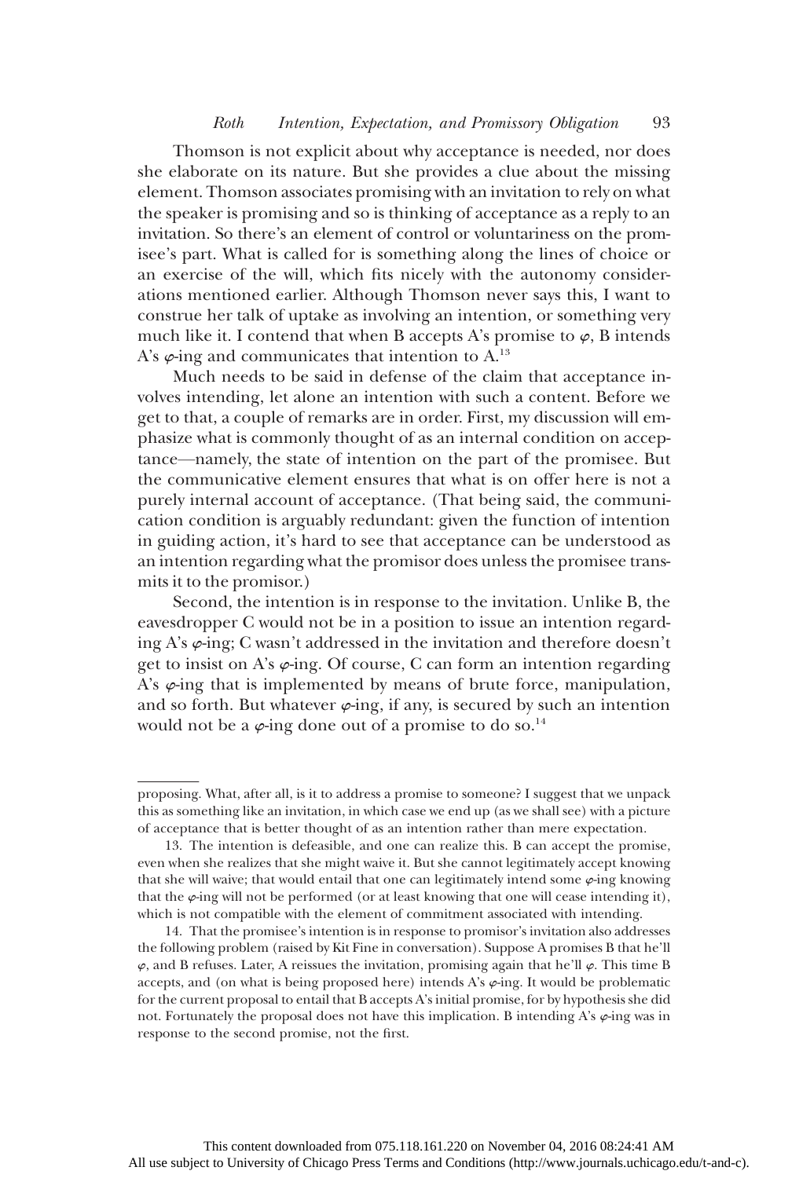Thomson is not explicit about why acceptance is needed, nor does she elaborate on its nature. But she provides a clue about the missing element. Thomson associates promising with an invitation to rely on what the speaker is promising and so is thinking of acceptance as a reply to an invitation. So there's an element of control or voluntariness on the promisee's part. What is called for is something along the lines of choice or an exercise of the will, which fits nicely with the autonomy considerations mentioned earlier. Although Thomson never says this, I want to construe her talk of uptake as involving an intention, or something very much like it. I contend that when B accepts A's promise to $\varphi$, B intends A's $\varphi$-ing and communicates that intention to A.[13]

Much needs to be said in defense of the claim that acceptance involves intending, let alone an intention with such a content. Before we get to that, a couple of remarks are in order. First, my discussion will emphasize what is commonly thought of as an internal condition on acceptance—namely, the state of intention on the part of the promisee. But the communicative element ensures that what is on offer here is not a purely internal account of acceptance. (That being said, the communication condition is arguably redundant: given the function of intention in guiding action, it's hard to see that acceptance can be understood as an intention regarding what the promisor does unless the promisee transmits it to the promisor.)

Second, the intention is in response to the invitation. Unlike B, the eavesdropper C would not be in a position to issue an intention regarding A's $\varphi$-ing; C wasn't addressed in the invitation and therefore doesn't get to insist on A's $\varphi$-ing. Of course, C can form an intention regarding A's $\varphi$-ing that is implemented by means of brute force, manipulation, and so forth. But whatever $\varphi$-ing, if any, is secured by such an intention would not be a $\varphi$-ing done out of a promise to do so.[14]

---

proposing. What, after all, is it to address a promise to someone? I suggest that we unpack this as something like an invitation, in which case we end up (as we shall see) with a picture of acceptance that is better thought of as an intention rather than mere expectation.

13. The intention is defeasible, and one can realize this. B can accept the promise, even when she realizes that she might waive it. But she cannot legitimately accept knowing that she will waive; that would entail that one can legitimately intend some $\varphi$-ing knowing that the $\varphi$-ing will not be performed (or at least knowing that one will cease intending it), which is not compatible with the element of commitment associated with intending.

14. That the promisee's intention is in response to promisor's invitation also addresses the following problem (raised by Kit Fine in conversation). Suppose A promises B that he'll $\varphi$, and B refuses. Later, A reissues the invitation, promising again that he'll $\varphi$. This time B accepts, and (on what is being proposed here) intends A's $\varphi$-ing. It would be problematic for the current proposal to entail that B accepts A's initial promise, for by hypothesis she did not. Fortunately the proposal does not have this implication. B intending A's $\varphi$-ing was in response to the second promise, not the first.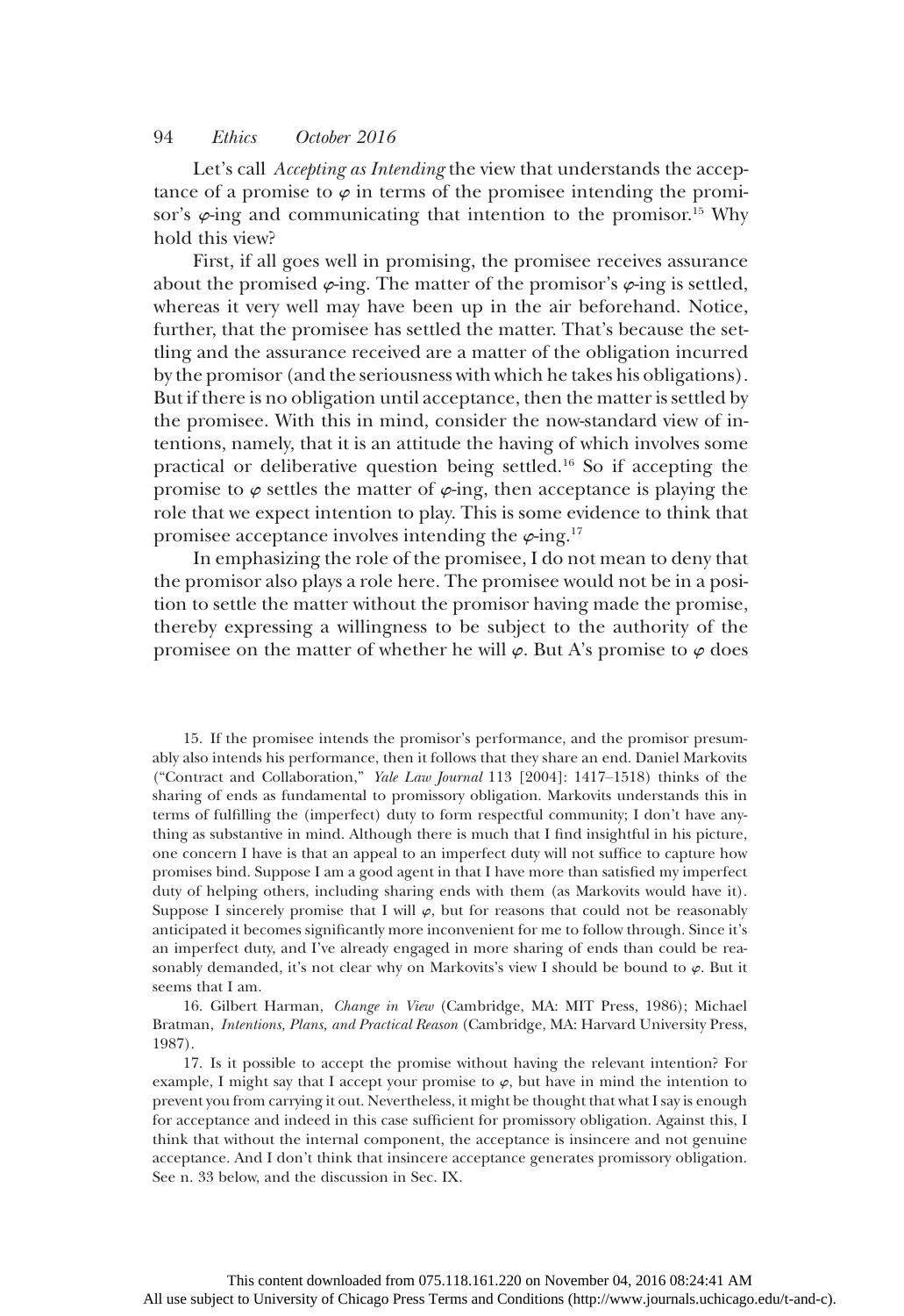Let's call *Accepting as Intending* the view that understands the acceptance of a promise to $\varphi$ in terms of the promisee intending the promisor's $\varphi$-ing and communicating that intention to the promisor.[15] Why hold this view?

First, if all goes well in promising, the promisee receives assurance about the promised $\varphi$-ing. The matter of the promisor's $\varphi$-ing is settled, whereas it very well may have been up in the air beforehand. Notice, further, that the promisee has settled the matter. That's because the settling and the assurance received are a matter of the obligation incurred by the promisor (and the seriousness with which he takes his obligations). But if there is no obligation until acceptance, then the matter is settled by the promisee. With this in mind, consider the now-standard view of intentions, namely, that it is an attitude the having of which involves some practical or deliberative question being settled.[16] So if accepting the promise to $\varphi$ settles the matter of $\varphi$-ing, then acceptance is playing the role that we expect intention to play. This is some evidence to think that promisee acceptance involves intending the $\varphi$-ing.[17]

In emphasizing the role of the promisee, I do not mean to deny that the promisor also plays a role here. The promisee would not be in a position to settle the matter without the promisor having made the promise, thereby expressing a willingness to be subject to the authority of the promisee on the matter of whether he will $\varphi$. But A's promise to $\varphi$ does

15. If the promisee intends the promisor's performance, and the promisor presumably also intends his performance, then it follows that they share an end. Daniel Markovits ("Contract and Collaboration," *Yale Law Journal* 113 [2004]: 1417–1518) thinks of the sharing of ends as fundamental to promissory obligation. Markovits understands this in terms of fulfilling the (imperfect) duty to form respectful community; I don't have anything as substantive in mind. Although there is much that I find insightful in his picture, one concern I have is that an appeal to an imperfect duty will not suffice to capture how promises bind. Suppose I am a good agent in that I have more than satisfied my imperfect duty of helping others, including sharing ends with them (as Markovits would have it). Suppose I sincerely promise that I will $\varphi$, but for reasons that could not be reasonably anticipated it becomes significantly more inconvenient for me to follow through. Since it's an imperfect duty, and I've already engaged in more sharing of ends than could be reasonably demanded, it's not clear why on Markovits's view I should be bound to $\varphi$. But it seems that I am.

16. Gilbert Harman, *Change in View* (Cambridge, MA: MIT Press, 1986); Michael Bratman, *Intentions, Plans, and Practical Reason* (Cambridge, MA: Harvard University Press, 1987).

17. Is it possible to accept the promise without having the relevant intention? For example, I might say that I accept your promise to $\varphi$, but have in mind the intention to prevent you from carrying it out. Nevertheless, it might be thought that what I say is enough for acceptance and indeed in this case sufficient for promissory obligation. Against this, I think that without the internal component, the acceptance is insincere and not genuine acceptance. And I don't think that insincere acceptance generates promissory obligation. See n. 33 below, and the discussion in Sec. IX.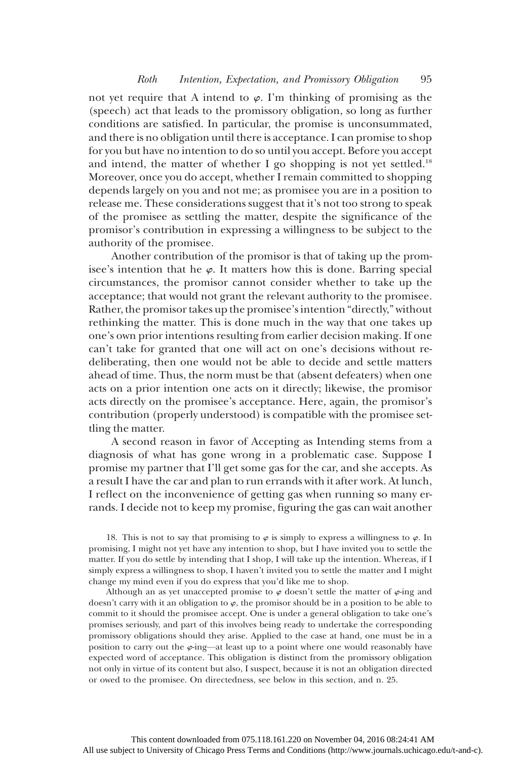not yet require that A intend to $\varphi$. I'm thinking of promising as the (speech) act that leads to the promissory obligation, so long as further conditions are satisfied. In particular, the promise is unconsummated, and there is no obligation until there is acceptance. I can promise to shop for you but have no intention to do so until you accept. Before you accept and intend, the matter of whether I go shopping is not yet settled.[18] Moreover, once you do accept, whether I remain committed to shopping depends largely on you and not me; as promisee you are in a position to release me. These considerations suggest that it's not too strong to speak of the promisee as settling the matter, despite the significance of the promisor's contribution in expressing a willingness to be subject to the authority of the promisee.

Another contribution of the promisor is that of taking up the promisee's intention that he $\varphi$. It matters how this is done. Barring special circumstances, the promisor cannot consider whether to take up the acceptance; that would not grant the relevant authority to the promisee. Rather, the promisor takes up the promisee's intention "directly," without rethinking the matter. This is done much in the way that one takes up one's own prior intentions resulting from earlier decision making. If one can't take for granted that one will act on one's decisions without re-deliberating, then one would not be able to decide and settle matters ahead of time. Thus, the norm must be that (absent defeaters) when one acts on a prior intention one acts on it directly; likewise, the promisor acts directly on the promisee's acceptance. Here, again, the promisor's contribution (properly understood) is compatible with the promisee settling the matter.

A second reason in favor of Accepting as Intending stems from a diagnosis of what has gone wrong in a problematic case. Suppose I promise my partner that I'll get some gas for the car, and she accepts. As a result I have the car and plan to run errands with it after work. At lunch, I reflect on the inconvenience of getting gas when running so many errands. I decide not to keep my promise, figuring the gas can wait another

18. This is not to say that promising to $\varphi$ is simply to express a willingness to $\varphi$. In promising, I might not yet have any intention to shop, but I have invited you to settle the matter. If you do settle by intending that I shop, I will take up the intention. Whereas, if I simply express a willingness to shop, I haven't invited you to settle the matter and I might change my mind even if you do express that you'd like me to shop.

Although an as yet unaccepted promise to $\varphi$ doesn't settle the matter of $\varphi$-ing and doesn't carry with it an obligation to $\varphi$, the promisor should be in a position to be able to commit to it should the promisee accept. One is under a general obligation to take one's promises seriously, and part of this involves being ready to undertake the corresponding promissory obligations should they arise. Applied to the case at hand, one must be in a position to carry out the $\varphi$-ing—at least up to a point where one would reasonably have expected word of acceptance. This obligation is distinct from the promissory obligation not only in virtue of its content but also, I suspect, because it is not an obligation directed or owed to the promisee. On directedness, see below in this section, and n. 25.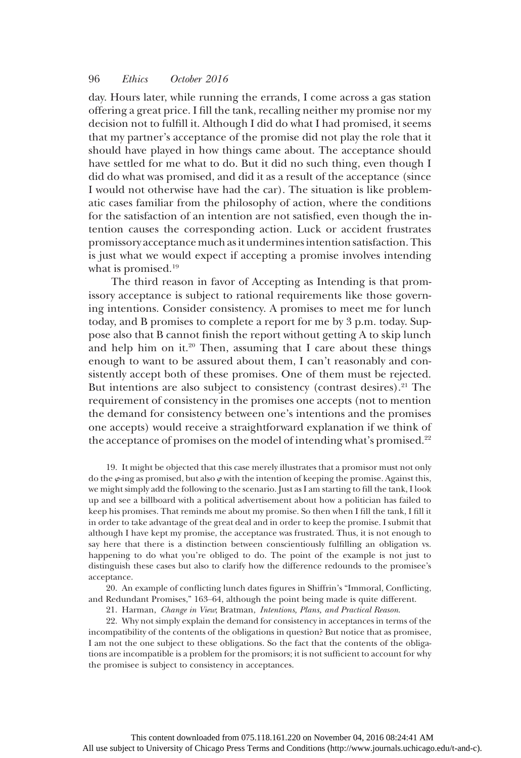day. Hours later, while running the errands, I come across a gas station offering a great price. I fill the tank, recalling neither my promise nor my decision not to fulfill it. Although I did do what I had promised, it seems that my partner's acceptance of the promise did not play the role that it should have played in how things came about. The acceptance should have settled for me what to do. But it did no such thing, even though I did do what was promised, and did it as a result of the acceptance (since I would not otherwise have had the car). The situation is like problematic cases familiar from the philosophy of action, where the conditions for the satisfaction of an intention are not satisfied, even though the intention causes the corresponding action. Luck or accident frustrates promissory acceptance much as it undermines intention satisfaction. This is just what we would expect if accepting a promise involves intending what is promised.[19]

The third reason in favor of Accepting as Intending is that promissory acceptance is subject to rational requirements like those governing intentions. Consider consistency. A promises to meet me for lunch today, and B promises to complete a report for me by 3 p.m. today. Suppose also that B cannot finish the report without getting A to skip lunch and help him on it.[20] Then, assuming that I care about these things enough to want to be assured about them, I can't reasonably and consistently accept both of these promises. One of them must be rejected. But intentions are also subject to consistency (contrast desires).[21] The requirement of consistency in the promises one accepts (not to mention the demand for consistency between one's intentions and the promises one accepts) would receive a straightforward explanation if we think of the acceptance of promises on the model of intending what's promised.[22]

19. It might be objected that this case merely illustrates that a promisor must not only do the $\varphi$-ing as promised, but also $\varphi$ with the intention of keeping the promise. Against this, we might simply add the following to the scenario. Just as I am starting to fill the tank, I look up and see a billboard with a political advertisement about how a politician has failed to keep his promises. That reminds me about my promise. So then when I fill the tank, I fill it in order to take advantage of the great deal and in order to keep the promise. I submit that although I have kept my promise, the acceptance was frustrated. Thus, it is not enough to say here that there is a distinction between conscientiously fulfilling an obligation vs. happening to do what you're obliged to do. The point of the example is not just to distinguish these cases but also to clarify how the difference redounds to the promisee's acceptance.

20. An example of conflicting lunch dates figures in Shiffrin's "Immoral, Conflicting, and Redundant Promises," 163–64, although the point being made is quite different.

21. Harman, *Change in View*; Bratman, *Intentions, Plans, and Practical Reason*.

22. Why not simply explain the demand for consistency in acceptances in terms of the incompatibility of the contents of the obligations in question? But notice that as promisee, I am not the one subject to these obligations. So the fact that the contents of the obligations are incompatible is a problem for the promisors; it is not sufficient to account for why the promisee is subject to consistency in acceptances.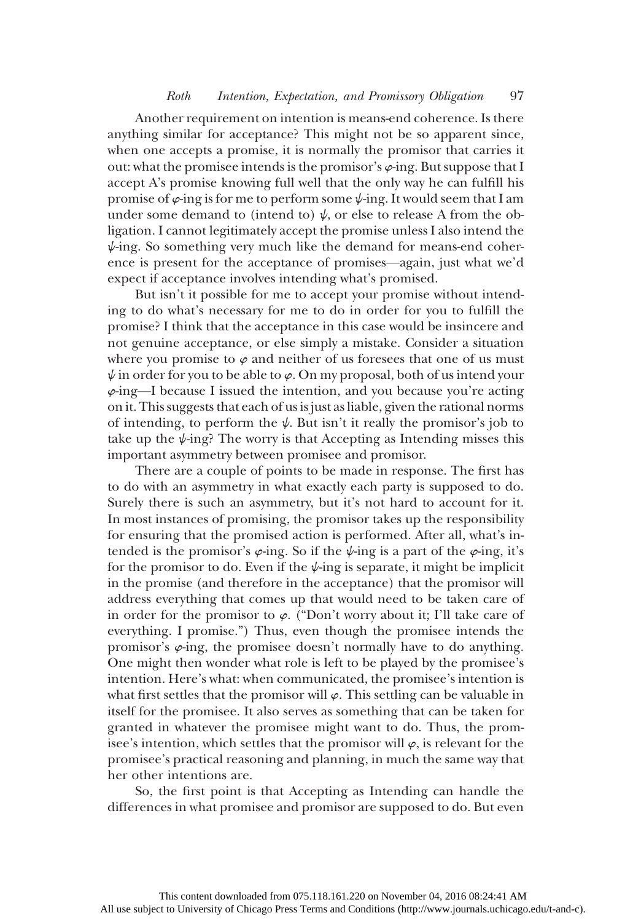Another requirement on intention is means-end coherence. Is there anything similar for acceptance? This might not be so apparent since, when one accepts a promise, it is normally the promisor that carries it out: what the promisee intends is the promisor's $\varphi$-ing. But suppose that I accept A's promise knowing full well that the only way he can fulfill his promise of $\varphi$-ing is for me to perform some $\psi$-ing. It would seem that I am under some demand to (intend to) $\psi$, or else to release A from the obligation. I cannot legitimately accept the promise unless I also intend the $\psi$-ing. So something very much like the demand for means-end coherence is present for the acceptance of promises—again, just what we'd expect if acceptance involves intending what's promised.

But isn't it possible for me to accept your promise without intending to do what's necessary for me to do in order for you to fulfill the promise? I think that the acceptance in this case would be insincere and not genuine acceptance, or else simply a mistake. Consider a situation where you promise to $\varphi$ and neither of us foresees that one of us must $\psi$ in order for you to be able to $\varphi$. On my proposal, both of us intend your $\varphi$-ing—I because I issued the intention, and you because you're acting on it. This suggests that each of us is just as liable, given the rational norms of intending, to perform the $\psi$. But isn't it really the promisor's job to take up the $\psi$-ing? The worry is that Accepting as Intending misses this important asymmetry between promisee and promisor.

There are a couple of points to be made in response. The first has to do with an asymmetry in what exactly each party is supposed to do. Surely there is such an asymmetry, but it's not hard to account for it. In most instances of promising, the promisor takes up the responsibility for ensuring that the promised action is performed. After all, what's intended is the promisor's $\varphi$-ing. So if the $\psi$-ing is a part of the $\varphi$-ing, it's for the promisor to do. Even if the $\psi$-ing is separate, it might be implicit in the promise (and therefore in the acceptance) that the promisor will address everything that comes up that would need to be taken care of in order for the promisor to $\varphi$. ("Don't worry about it; I'll take care of everything. I promise.") Thus, even though the promisee intends the promisor's $\varphi$-ing, the promisee doesn't normally have to do anything. One might then wonder what role is left to be played by the promisee's intention. Here's what: when communicated, the promisee's intention is what first settles that the promisor will $\varphi$. This settling can be valuable in itself for the promisee. It also serves as something that can be taken for granted in whatever the promisee might want to do. Thus, the promisee's intention, which settles that the promisor will $\varphi$, is relevant for the promisee's practical reasoning and planning, in much the same way that her other intentions are.

So, the first point is that Accepting as Intending can handle the differences in what promisee and promisor are supposed to do. But even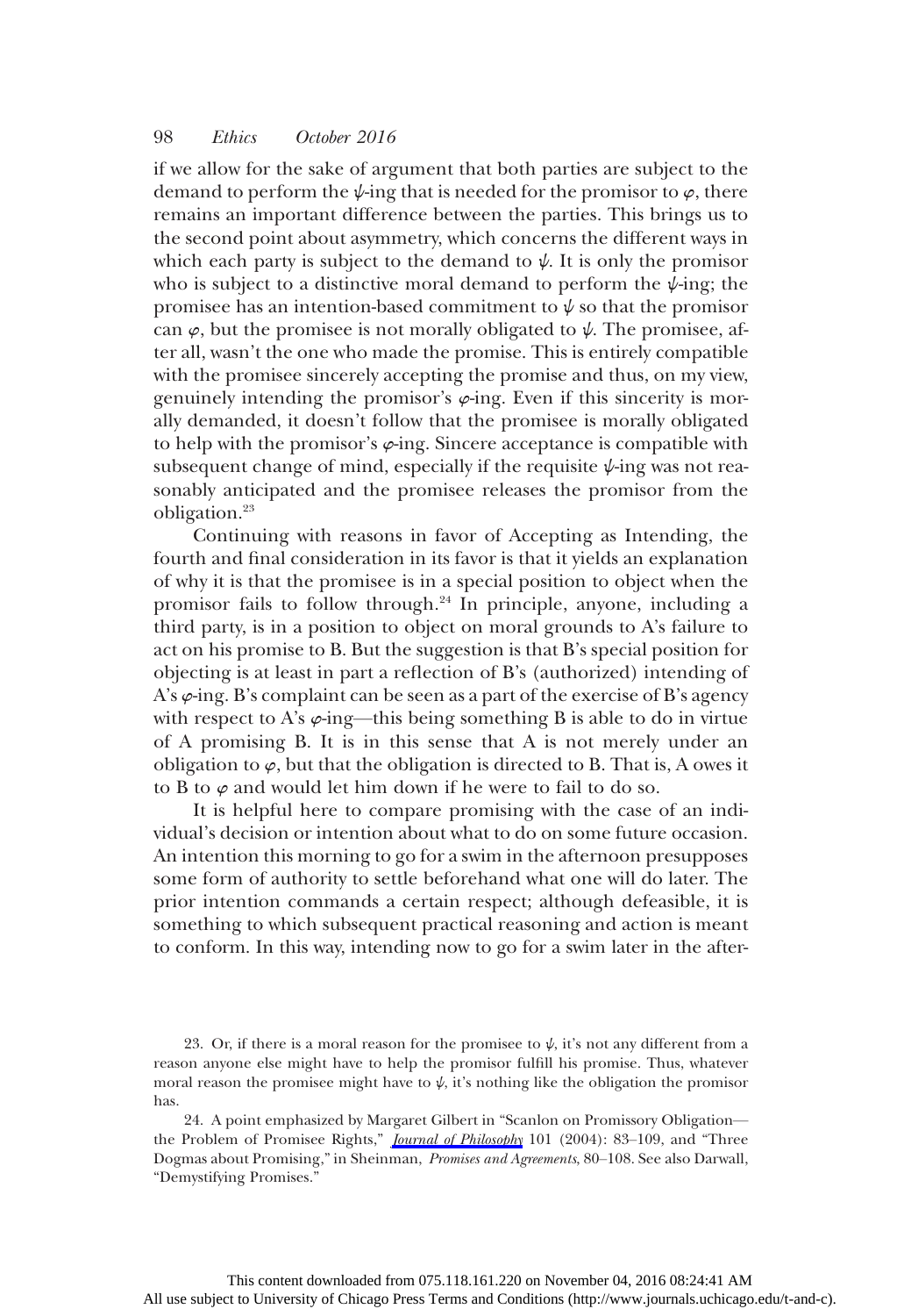if we allow for the sake of argument that both parties are subject to the demand to perform the $\psi$-ing that is needed for the promisor to $\varphi$, there remains an important difference between the parties. This brings us to the second point about asymmetry, which concerns the different ways in which each party is subject to the demand to $\psi$. It is only the promisor who is subject to a distinctive moral demand to perform the $\psi$-ing; the promisee has an intention-based commitment to $\psi$ so that the promisor can $\varphi$, but the promisee is not morally obligated to $\psi$. The promisee, after all, wasn't the one who made the promise. This is entirely compatible with the promisee sincerely accepting the promise and thus, on my view, genuinely intending the promisor's $\varphi$-ing. Even if this sincerity is morally demanded, it doesn't follow that the promisee is morally obligated to help with the promisor's $\varphi$-ing. Sincere acceptance is compatible with subsequent change of mind, especially if the requisite $\psi$-ing was not reasonably anticipated and the promisee releases the promisor from the obligation.[23]

Continuing with reasons in favor of Accepting as Intending, the fourth and final consideration in its favor is that it yields an explanation of why it is that the promisee is in a special position to object when the promisor fails to follow through.[24] In principle, anyone, including a third party, is in a position to object on moral grounds to A's failure to act on his promise to B. But the suggestion is that B's special position for objecting is at least in part a reflection of B's (authorized) intending of A's $\varphi$-ing. B's complaint can be seen as a part of the exercise of B's agency with respect to A's $\varphi$-ing—this being something B is able to do in virtue of A promising B. It is in this sense that A is not merely under an obligation to $\varphi$, but that the obligation is directed to B. That is, A owes it to B to $\varphi$ and would let him down if he were to fail to do so.

It is helpful here to compare promising with the case of an individual's decision or intention about what to do on some future occasion. An intention this morning to go for a swim in the afternoon presupposes some form of authority to settle beforehand what one will do later. The prior intention commands a certain respect; although defeasible, it is something to which subsequent practical reasoning and action is meant to conform. In this way, intending now to go for a swim later in the after-

23. Or, if there is a moral reason for the promisee to $\psi$, it's not any different from a reason anyone else might have to help the promisor fulfill his promise. Thus, whatever moral reason the promisee might have to $\psi$, it's nothing like the obligation the promisor has.

24. A point emphasized by Margaret Gilbert in "Scanlon on Promissory Obligation—the Problem of Promisee Rights," *Journal of Philosophy* 101 (2004): 83–109, and "Three Dogmas about Promising," in Sheinman, *Promises and Agreements*, 80–108. See also Darwall, "Demystifying Promises."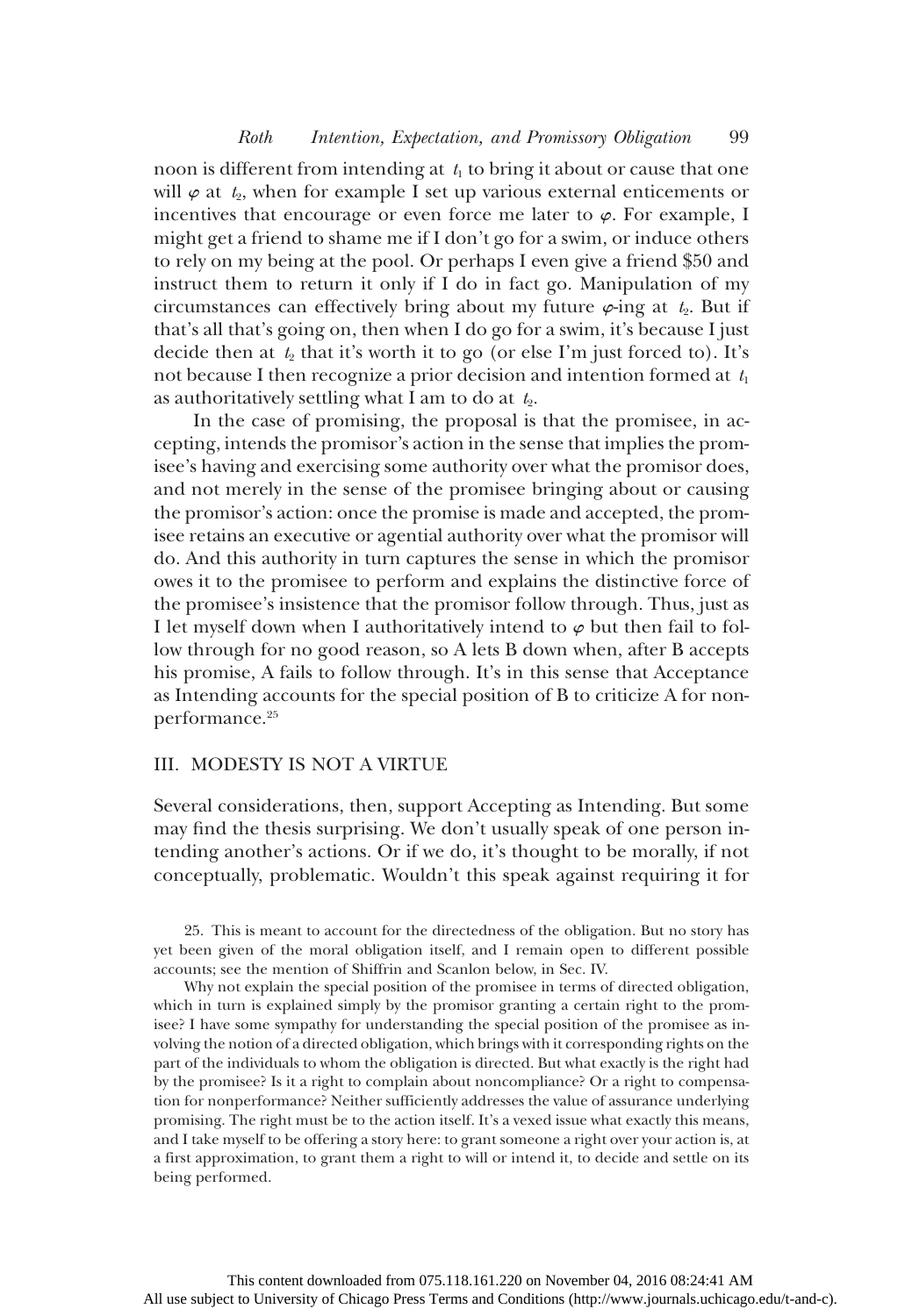noon is different from intending at $t_1$ to bring it about or cause that one will $\varphi$ at $t_2$, when for example I set up various external enticements or incentives that encourage or even force me later to $\varphi$. For example, I might get a friend to shame me if I don't go for a swim, or induce others to rely on my being at the pool. Or perhaps I even give a friend $50 and instruct them to return it only if I do in fact go. Manipulation of my circumstances can effectively bring about my future $\varphi$-ing at $t_2$. But if that's all that's going on, then when I do go for a swim, it's because I just decide then at $t_2$ that it's worth it to go (or else I'm just forced to). It's not because I then recognize a prior decision and intention formed at $t_1$ as authoritatively settling what I am to do at $t_2$.

In the case of promising, the proposal is that the promisee, in accepting, intends the promisor's action in the sense that implies the promisee's having and exercising some authority over what the promisor does, and not merely in the sense of the promisee bringing about or causing the promisor's action: once the promise is made and accepted, the promisee retains an executive or agential authority over what the promisor will do. And this authority in turn captures the sense in which the promisor owes it to the promisee to perform and explains the distinctive force of the promisee's insistence that the promisor follow through. Thus, just as I let myself down when I authoritatively intend to $\varphi$ but then fail to follow through for no good reason, so A lets B down when, after B accepts his promise, A fails to follow through. It's in this sense that Acceptance as Intending accounts for the special position of B to criticize A for nonperformance.[25]

## III. MODESTY IS NOT A VIRTUE

Several considerations, then, support Accepting as Intending. But some may find the thesis surprising. We don't usually speak of one person intending another's actions. Or if we do, it's thought to be morally, if not conceptually, problematic. Wouldn't this speak against requiring it for

25. This is meant to account for the directedness of the obligation. But no story has yet been given of the moral obligation itself, and I remain open to different possible accounts; see the mention of Shiffrin and Scanlon below, in Sec. IV.

Why not explain the special position of the promisee in terms of directed obligation, which in turn is explained simply by the promisor granting a certain right to the promisee? I have some sympathy for understanding the special position of the promisee as involving the notion of a directed obligation, which brings with it corresponding rights on the part of the individuals to whom the obligation is directed. But what exactly is the right had by the promisee? Is it a right to complain about noncompliance? Or a right to compensation for nonperformance? Neither sufficiently addresses the value of assurance underlying promising. The right must be to the action itself. It's a vexed issue what exactly this means, and I take myself to be offering a story here: to grant someone a right over your action is, at a first approximation, to grant them a right to will or intend it, to decide and settle on its being performed.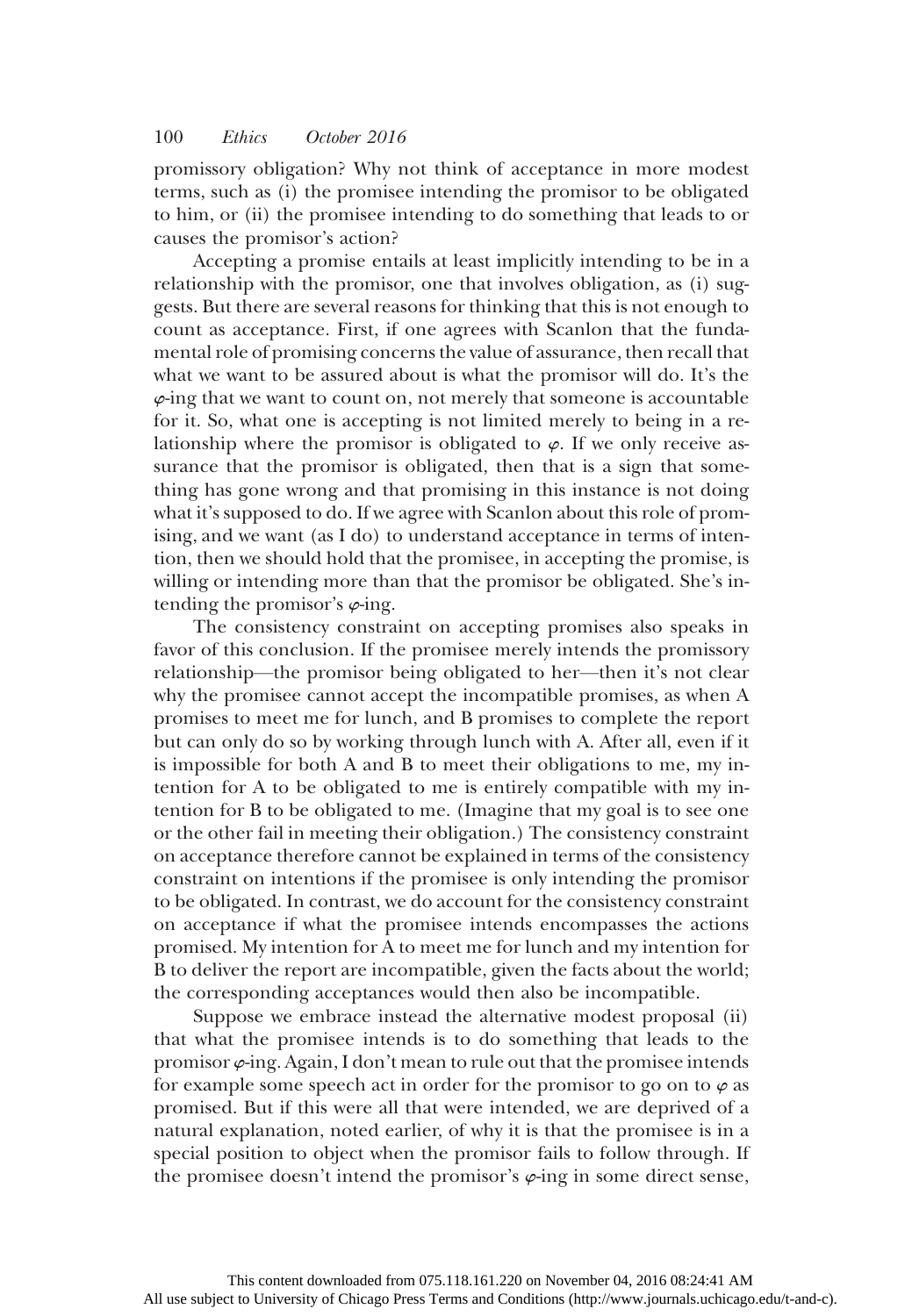promissory obligation? Why not think of acceptance in more modest terms, such as (i) the promisee intending the promisor to be obligated to him, or (ii) the promisee intending to do something that leads to or causes the promisor's action?

Accepting a promise entails at least implicitly intending to be in a relationship with the promisor, one that involves obligation, as (i) suggests. But there are several reasons for thinking that this is not enough to count as acceptance. First, if one agrees with Scanlon that the fundamental role of promising concerns the value of assurance, then recall that what we want to be assured about is what the promisor will do. It's the $\varphi$-ing that we want to count on, not merely that someone is accountable for it. So, what one is accepting is not limited merely to being in a relationship where the promisor is obligated to $\varphi$. If we only receive assurance that the promisor is obligated, then that is a sign that something has gone wrong and that promising in this instance is not doing what it's supposed to do. If we agree with Scanlon about this role of promising, and we want (as I do) to understand acceptance in terms of intention, then we should hold that the promisee, in accepting the promise, is willing or intending more than that the promisor be obligated. She's intending the promisor's $\varphi$-ing.

The consistency constraint on accepting promises also speaks in favor of this conclusion. If the promisee merely intends the promissory relationship—the promisor being obligated to her—then it's not clear why the promisee cannot accept the incompatible promises, as when A promises to meet me for lunch, and B promises to complete the report but can only do so by working through lunch with A. After all, even if it is impossible for both A and B to meet their obligations to me, my intention for A to be obligated to me is entirely compatible with my intention for B to be obligated to me. (Imagine that my goal is to see one or the other fail in meeting their obligation.) The consistency constraint on acceptance therefore cannot be explained in terms of the consistency constraint on intentions if the promisee is only intending the promisor to be obligated. In contrast, we do account for the consistency constraint on acceptance if what the promisee intends encompasses the actions promised. My intention for A to meet me for lunch and my intention for B to deliver the report are incompatible, given the facts about the world; the corresponding acceptances would then also be incompatible.

Suppose we embrace instead the alternative modest proposal (ii) that what the promisee intends is to do something that leads to the promisor $\varphi$-ing. Again, I don't mean to rule out that the promisee intends for example some speech act in order for the promisor to go on to $\varphi$ as promised. But if this were all that were intended, we are deprived of a natural explanation, noted earlier, of why it is that the promisee is in a special position to object when the promisor fails to follow through. If the promisee doesn't intend the promisor's $\varphi$-ing in some direct sense,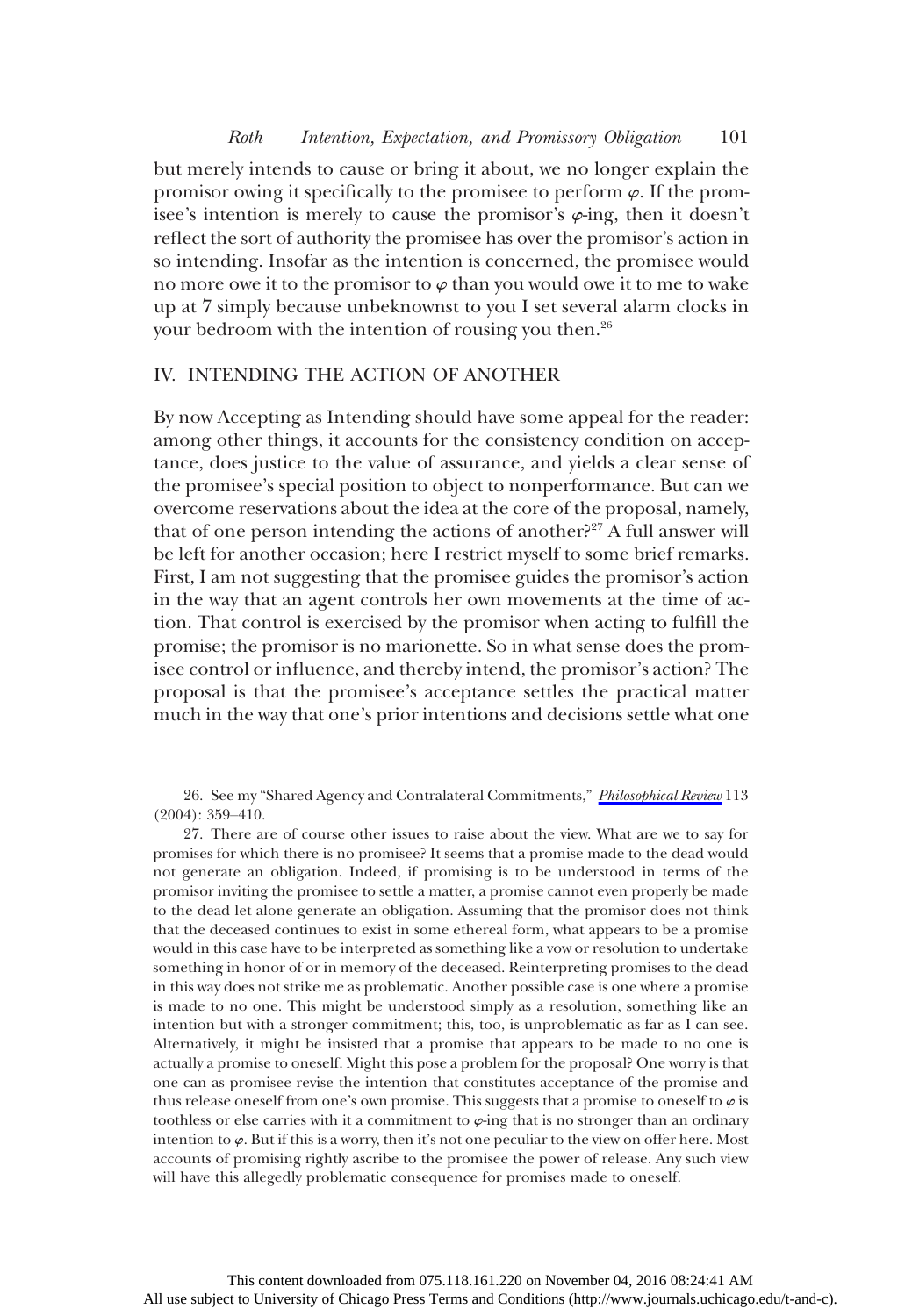but merely intends to cause or bring it about, we no longer explain the promisor owing it specifically to the promisee to perform $\varphi$. If the promisee's intention is merely to cause the promisor's $\varphi$-ing, then it doesn't reflect the sort of authority the promisee has over the promisor's action in so intending. Insofar as the intention is concerned, the promisee would no more owe it to the promisor to $\varphi$ than you would owe it to me to wake up at 7 simply because unbeknownst to you I set several alarm clocks in your bedroom with the intention of rousing you then.[26]

## IV. INTENDING THE ACTION OF ANOTHER

By now Accepting as Intending should have some appeal for the reader: among other things, it accounts for the consistency condition on acceptance, does justice to the value of assurance, and yields a clear sense of the promisee's special position to object to nonperformance. But can we overcome reservations about the idea at the core of the proposal, namely, that of one person intending the actions of another?[27] A full answer will be left for another occasion; here I restrict myself to some brief remarks. First, I am not suggesting that the promisee guides the promisor's action in the way that an agent controls her own movements at the time of action. That control is exercised by the promisor when acting to fulfill the promise; the promisor is no marionette. So in what sense does the promisee control or influence, and thereby intend, the promisor's action? The proposal is that the promisee's acceptance settles the practical matter much in the way that one's prior intentions and decisions settle what one

26. See my "Shared Agency and Contralateral Commitments," *Philosophical Review* 113 (2004): 359–410.

27. There are of course other issues to raise about the view. What are we to say for promises for which there is no promisee? It seems that a promise made to the dead would not generate an obligation. Indeed, if promising is to be understood in terms of the promisor inviting the promisee to settle a matter, a promise cannot even properly be made to the dead let alone generate an obligation. Assuming that the promisor does not think that the deceased continues to exist in some ethereal form, what appears to be a promise would in this case have to be interpreted as something like a vow or resolution to undertake something in honor of or in memory of the deceased. Reinterpreting promises to the dead in this way does not strike me as problematic. Another possible case is one where a promise is made to no one. This might be understood simply as a resolution, something like an intention but with a stronger commitment; this, too, is unproblematic as far as I can see. Alternatively, it might be insisted that a promise that appears to be made to no one is actually a promise to oneself. Might this pose a problem for the proposal? One worry is that one can as promisee revise the intention that constitutes acceptance of the promise and thus release oneself from one's own promise. This suggests that a promise to oneself to $\varphi$ is toothless or else carries with it a commitment to $\varphi$-ing that is no stronger than an ordinary intention to $\varphi$. But if this is a worry, then it's not one peculiar to the view on offer here. Most accounts of promising rightly ascribe to the promisee the power of release. Any such view will have this allegedly problematic consequence for promises made to oneself.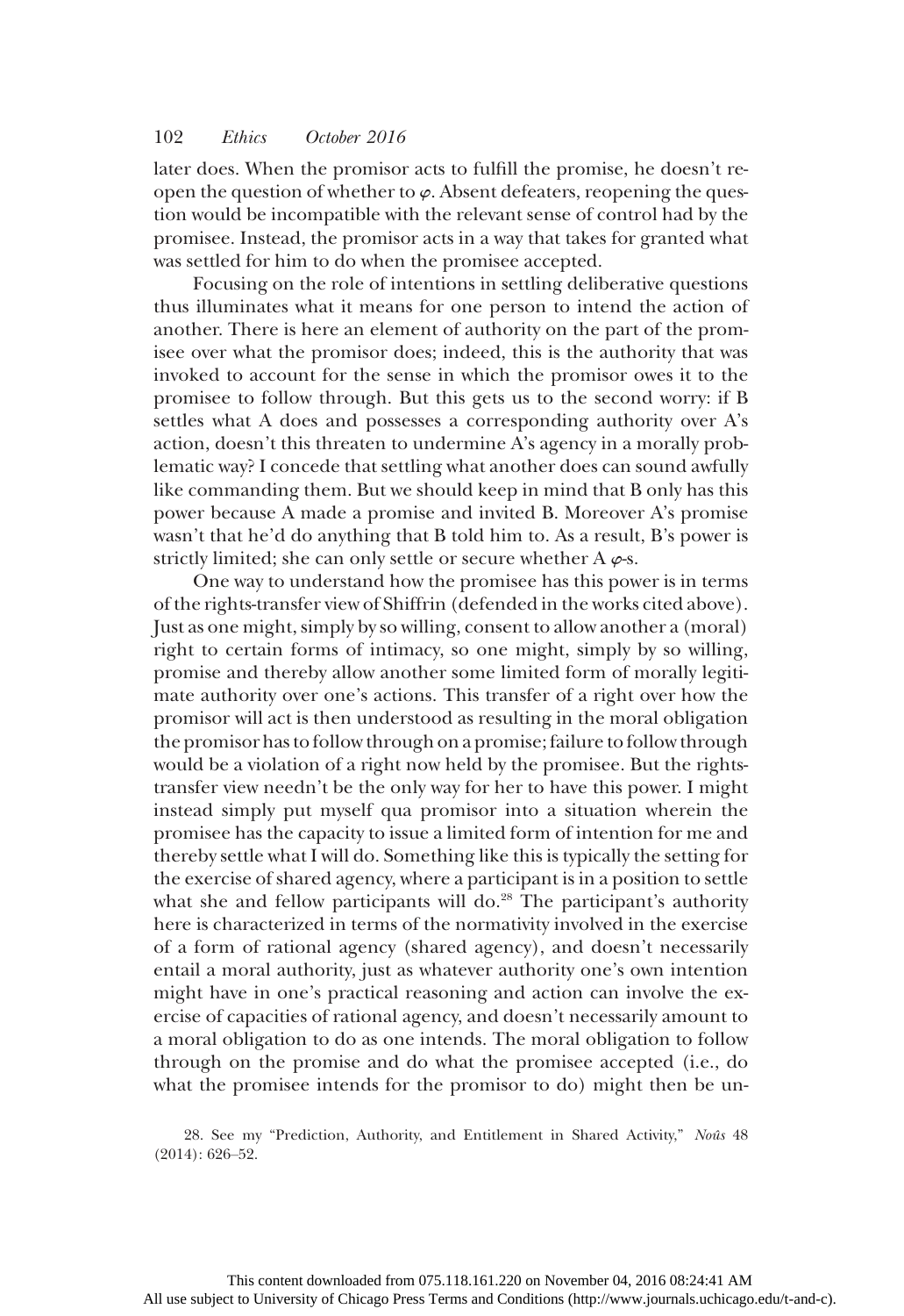later does. When the promisor acts to fulfill the promise, he doesn't reopen the question of whether to $\varphi$. Absent defeaters, reopening the question would be incompatible with the relevant sense of control had by the promisee. Instead, the promisor acts in a way that takes for granted what was settled for him to do when the promisee accepted.

Focusing on the role of intentions in settling deliberative questions thus illuminates what it means for one person to intend the action of another. There is here an element of authority on the part of the promisee over what the promisor does; indeed, this is the authority that was invoked to account for the sense in which the promisor owes it to the promisee to follow through. But this gets us to the second worry: if B settles what A does and possesses a corresponding authority over A's action, doesn't this threaten to undermine A's agency in a morally problematic way? I concede that settling what another does can sound awfully like commanding them. But we should keep in mind that B only has this power because A made a promise and invited B. Moreover A's promise wasn't that he'd do anything that B told him to. As a result, B's power is strictly limited; she can only settle or secure whether A $\varphi$-s.

One way to understand how the promisee has this power is in terms of the rights-transfer view of Shiffrin (defended in the works cited above). Just as one might, simply by so willing, consent to allow another a (moral) right to certain forms of intimacy, so one might, simply by so willing, promise and thereby allow another some limited form of morally legitimate authority over one's actions. This transfer of a right over how the promisor will act is then understood as resulting in the moral obligation the promisor has to follow through on a promise; failure to follow through would be a violation of a right now held by the promisee. But the rights-transfer view needn't be the only way for her to have this power. I might instead simply put myself qua promisor into a situation wherein the promisee has the capacity to issue a limited form of intention for me and thereby settle what I will do. Something like this is typically the setting for the exercise of shared agency, where a participant is in a position to settle what she and fellow participants will do.[28] The participant's authority here is characterized in terms of the normativity involved in the exercise of a form of rational agency (shared agency), and doesn't necessarily entail a moral authority, just as whatever authority one's own intention might have in one's practical reasoning and action can involve the exercise of capacities of rational agency, and doesn't necessarily amount to a moral obligation to do as one intends. The moral obligation to follow through on the promise and do what the promisee accepted (i.e., do what the promisee intends for the promisor to do) might then be un-

28. See my "Prediction, Authority, and Entitlement in Shared Activity," *Noûs* 48 (2014): 626–52.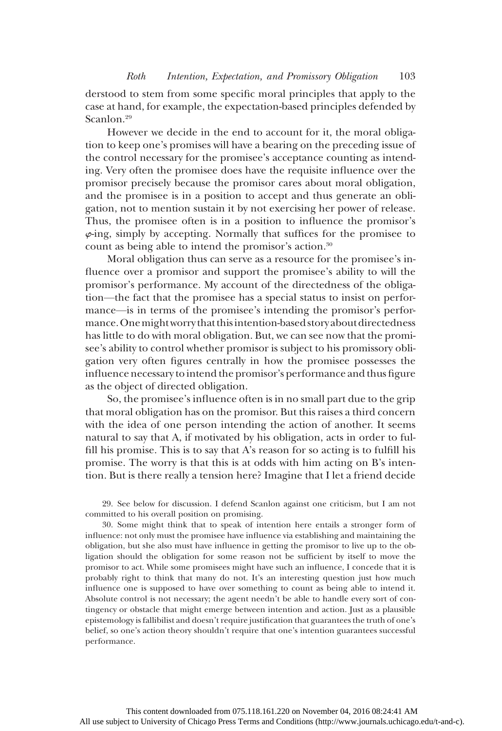derstood to stem from some specific moral principles that apply to the case at hand, for example, the expectation-based principles defended by Scanlon.[29]

However we decide in the end to account for it, the moral obligation to keep one's promises will have a bearing on the preceding issue of the control necessary for the promisee's acceptance counting as intending. Very often the promisee does have the requisite influence over the promisor precisely because the promisor cares about moral obligation, and the promisee is in a position to accept and thus generate an obligation, not to mention sustain it by not exercising her power of release. Thus, the promisee often is in a position to influence the promisor's $\varphi$-ing, simply by accepting. Normally that suffices for the promisee to count as being able to intend the promisor's action.[30]

Moral obligation thus can serve as a resource for the promisee's influence over a promisor and support the promisee's ability to will the promisor's performance. My account of the directedness of the obligation—the fact that the promisee has a special status to insist on performance—is in terms of the promisee's intending the promisor's performance. One might worry that this intention-based story about directedness has little to do with moral obligation. But, we can see now that the promisee's ability to control whether promisor is subject to his promissory obligation very often figures centrally in how the promisee possesses the influence necessary to intend the promisor's performance and thus figure as the object of directed obligation.

So, the promisee's influence often is in no small part due to the grip that moral obligation has on the promisor. But this raises a third concern with the idea of one person intending the action of another. It seems natural to say that A, if motivated by his obligation, acts in order to fulfill his promise. This is to say that A's reason for so acting is to fulfill his promise. The worry is that this is at odds with him acting on B's intention. But is there really a tension here? Imagine that I let a friend decide

29. See below for discussion. I defend Scanlon against one criticism, but I am not committed to his overall position on promising.

30. Some might think that to speak of intention here entails a stronger form of influence: not only must the promisee have influence via establishing and maintaining the obligation, but she also must have influence in getting the promisor to live up to the obligation should the obligation for some reason not be sufficient by itself to move the promisor to act. While some promisees might have such an influence, I concede that it is probably right to think that many do not. It's an interesting question just how much influence one is supposed to have over something to count as being able to intend it. Absolute control is not necessary; the agent needn't be able to handle every sort of contingency or obstacle that might emerge between intention and action. Just as a plausible epistemology is fallibilist and doesn't require justification that guarantees the truth of one's belief, so one's action theory shouldn't require that one's intention guarantees successful performance.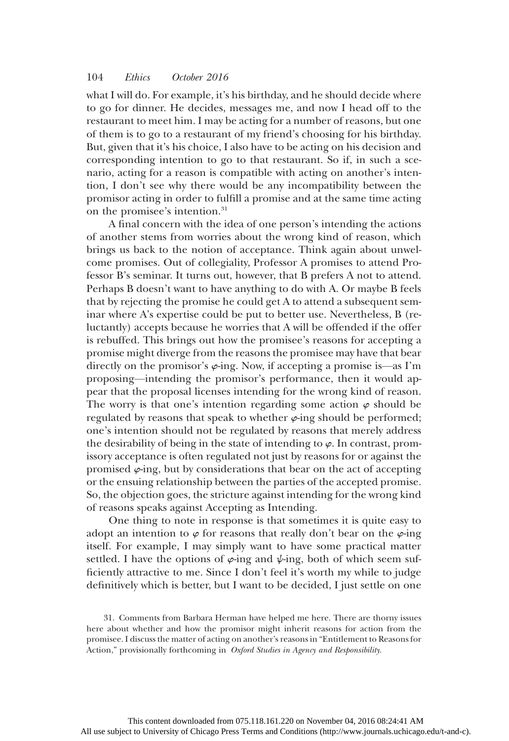what I will do. For example, it's his birthday, and he should decide where to go for dinner. He decides, messages me, and now I head off to the restaurant to meet him. I may be acting for a number of reasons, but one of them is to go to a restaurant of my friend's choosing for his birthday. But, given that it's his choice, I also have to be acting on his decision and corresponding intention to go to that restaurant. So if, in such a scenario, acting for a reason is compatible with acting on another's intention, I don't see why there would be any incompatibility between the promisor acting in order to fulfill a promise and at the same time acting on the promisee's intention.[31]

A final concern with the idea of one person's intending the actions of another stems from worries about the wrong kind of reason, which brings us back to the notion of acceptance. Think again about unwelcome promises. Out of collegiality, Professor A promises to attend Professor B's seminar. It turns out, however, that B prefers A not to attend. Perhaps B doesn't want to have anything to do with A. Or maybe B feels that by rejecting the promise he could get A to attend a subsequent seminar where A's expertise could be put to better use. Nevertheless, B (reluctantly) accepts because he worries that A will be offended if the offer is rebuffed. This brings out how the promisee's reasons for accepting a promise might diverge from the reasons the promisee may have that bear directly on the promisor's $\varphi$-ing. Now, if accepting a promise is—as I'm proposing—intending the promisor's performance, then it would appear that the proposal licenses intending for the wrong kind of reason. The worry is that one's intention regarding some action $\varphi$ should be regulated by reasons that speak to whether $\varphi$-ing should be performed; one's intention should not be regulated by reasons that merely address the desirability of being in the state of intending to $\varphi$. In contrast, promissory acceptance is often regulated not just by reasons for or against the promised $\varphi$-ing, but by considerations that bear on the act of accepting or the ensuing relationship between the parties of the accepted promise. So, the objection goes, the stricture against intending for the wrong kind of reasons speaks against Accepting as Intending.

One thing to note in response is that sometimes it is quite easy to adopt an intention to $\varphi$ for reasons that really don't bear on the $\varphi$-ing itself. For example, I may simply want to have some practical matter settled. I have the options of $\varphi$-ing and $\psi$-ing, both of which seem sufficiently attractive to me. Since I don't feel it's worth my while to judge definitively which is better, but I want to be decided, I just settle on one

31. Comments from Barbara Herman have helped me here. There are thorny issues here about whether and how the promisor might inherit reasons for action from the promisee. I discuss the matter of acting on another's reasons in "Entitlement to Reasons for Action," provisionally forthcoming in *Oxford Studies in Agency and Responsibility*.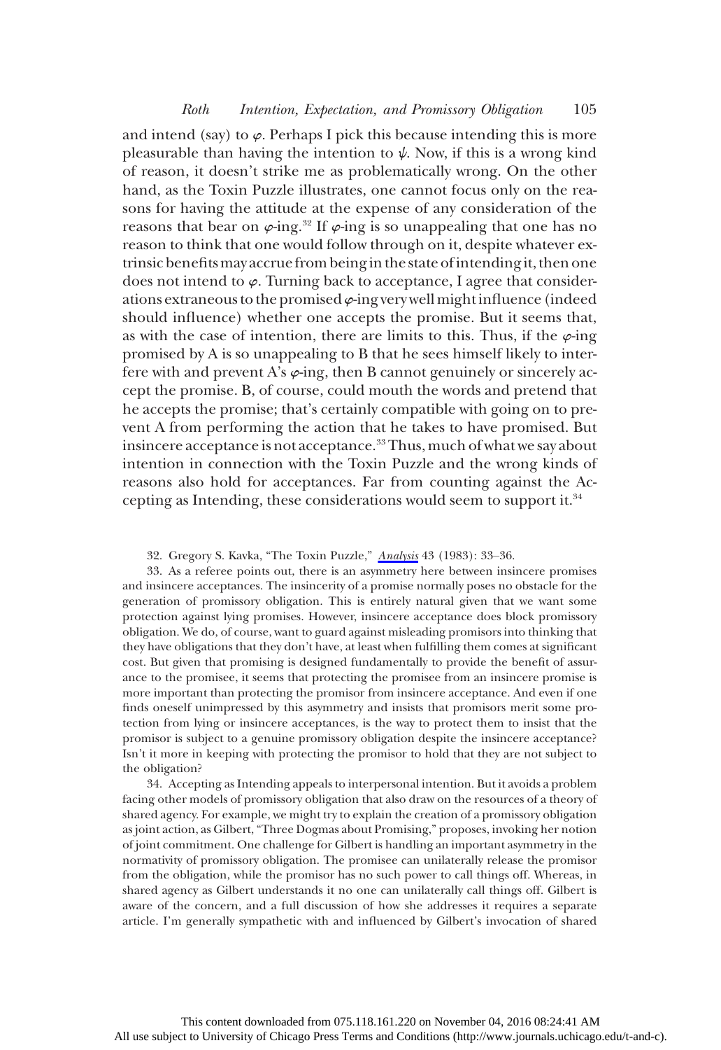and intend (say) to $\varphi$. Perhaps I pick this because intending this is more pleasurable than having the intention to $\psi$. Now, if this is a wrong kind of reason, it doesn't strike me as problematically wrong. On the other hand, as the Toxin Puzzle illustrates, one cannot focus only on the reasons for having the attitude at the expense of any consideration of the reasons that bear on $\varphi$-ing.[32] If $\varphi$-ing is so unappealing that one has no reason to think that one would follow through on it, despite whatever extrinsic benefits may accrue from being in the state of intending it, then one does not intend to $\varphi$. Turning back to acceptance, I agree that considerations extraneous to the promised $\varphi$-ing very well might influence (indeed should influence) whether one accepts the promise. But it seems that, as with the case of intention, there are limits to this. Thus, if the $\varphi$-ing promised by A is so unappealing to B that he sees himself likely to interfere with and prevent A's $\varphi$-ing, then B cannot genuinely or sincerely accept the promise. B, of course, could mouth the words and pretend that he accepts the promise; that's certainly compatible with going on to prevent A from performing the action that he takes to have promised. But insincere acceptance is not acceptance.[33] Thus, much of what we say about intention in connection with the Toxin Puzzle and the wrong kinds of reasons also hold for acceptances. Far from counting against the Accepting as Intending, these considerations would seem to support it.[34]

32. Gregory S. Kavka, "The Toxin Puzzle," *Analysis* 43 (1983): 33–36.

33. As a referee points out, there is an asymmetry here between insincere promises and insincere acceptances. The insincerity of a promise normally poses no obstacle for the generation of promissory obligation. This is entirely natural given that we want some protection against lying promises. However, insincere acceptance does block promissory obligation. We do, of course, want to guard against misleading promisors into thinking that they have obligations that they don't have, at least when fulfilling them comes at significant cost. But given that promising is designed fundamentally to provide the benefit of assurance to the promisee, it seems that protecting the promisee from an insincere promise is more important than protecting the promisor from insincere acceptance. And even if one finds oneself unimpressed by this asymmetry and insists that promisors merit some protection from lying or insincere acceptances, is the way to protect them to insist that the promisor is subject to a genuine promissory obligation despite the insincere acceptance? Isn't it more in keeping with protecting the promisor to hold that they are not subject to the obligation?

34. Accepting as Intending appeals to interpersonal intention. But it avoids a problem facing other models of promissory obligation that also draw on the resources of a theory of shared agency. For example, we might try to explain the creation of a promissory obligation as joint action, as Gilbert, "Three Dogmas about Promising," proposes, invoking her notion of joint commitment. One challenge for Gilbert is handling an important asymmetry in the normativity of promissory obligation. The promisee can unilaterally release the promisor from the obligation, while the promisor has no such power to call things off. Whereas, in shared agency as Gilbert understands it no one can unilaterally call things off. Gilbert is aware of the concern, and a full discussion of how she addresses it requires a separate article. I'm generally sympathetic with and influenced by Gilbert's invocation of shared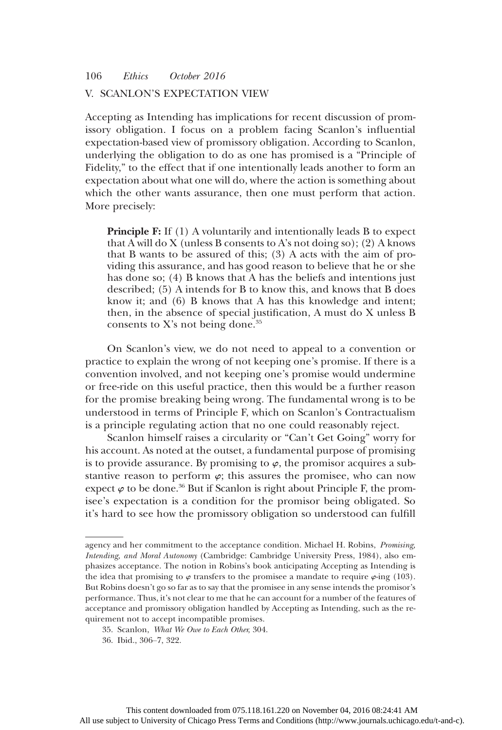## V. SCANLON'S EXPECTATION VIEW

Accepting as Intending has implications for recent discussion of promissory obligation. I focus on a problem facing Scanlon's influential expectation-based view of promissory obligation. According to Scanlon, underlying the obligation to do as one has promised is a "Principle of Fidelity," to the effect that if one intentionally leads another to form an expectation about what one will do, where the action is something about which the other wants assurance, then one must perform that action. More precisely:

> **Principle F:** If (1) A voluntarily and intentionally leads B to expect that A will do X (unless B consents to A's not doing so); (2) A knows that B wants to be assured of this; (3) A acts with the aim of providing this assurance, and has good reason to believe that he or she has done so; (4) B knows that A has the beliefs and intentions just described; (5) A intends for B to know this, and knows that B does know it; and (6) B knows that A has this knowledge and intent; then, in the absence of special justification, A must do X unless B consents to X's not being done.[35]

On Scanlon's view, we do not need to appeal to a convention or practice to explain the wrong of not keeping one's promise. If there is a convention involved, and not keeping one's promise would undermine or free-ride on this useful practice, then this would be a further reason for the promise breaking being wrong. The fundamental wrong is to be understood in terms of Principle F, which on Scanlon's Contractualism is a principle regulating action that no one could reasonably reject.

Scanlon himself raises a circularity or "Can't Get Going" worry for his account. As noted at the outset, a fundamental purpose of promising is to provide assurance. By promising to $\varphi$, the promisor acquires a substantive reason to perform $\varphi$; this assures the promisee, who can now expect $\varphi$ to be done.[36] But if Scanlon is right about Principle F, the promisee's expectation is a condition for the promisor being obligated. So it's hard to see how the promissory obligation so understood can fulfill

---

agency and her commitment to the acceptance condition. Michael H. Robins, *Promising, Intending, and Moral Autonomy* (Cambridge: Cambridge University Press, 1984), also emphasizes acceptance. The notion in Robins's book anticipating Accepting as Intending is the idea that promising to $\varphi$ transfers to the promisee a mandate to require $\varphi$-ing (103). But Robins doesn't go so far as to say that the promisee in any sense intends the promisor's performance. Thus, it's not clear to me that he can account for a number of the features of acceptance and promissory obligation handled by Accepting as Intending, such as the requirement not to accept incompatible promises.

35. Scanlon, *What We Owe to Each Other*, 304.

36. Ibid., 306–7, 322.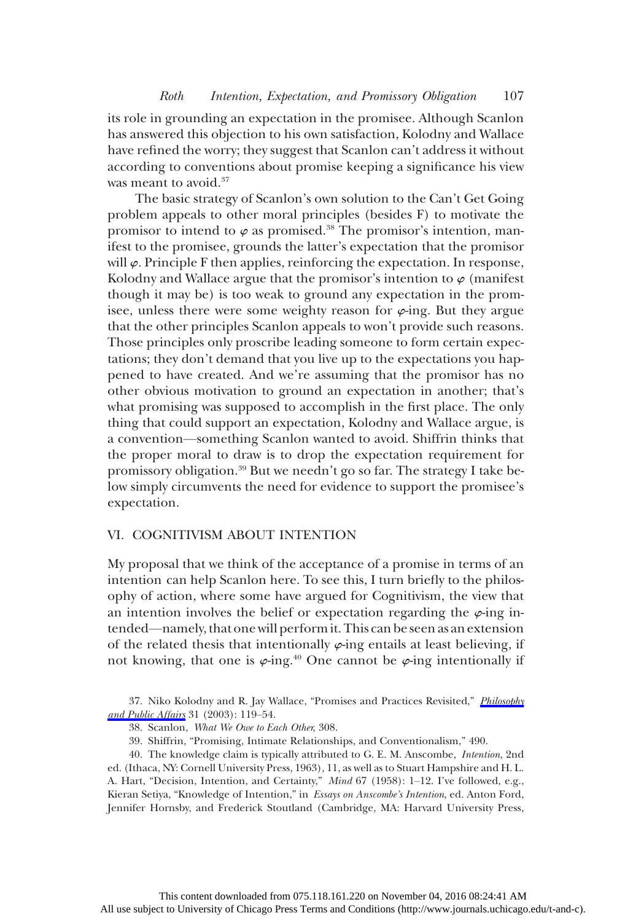its role in grounding an expectation in the promisee. Although Scanlon has answered this objection to his own satisfaction, Kolodny and Wallace have refined the worry; they suggest that Scanlon can't address it without according to conventions about promise keeping a significance his view was meant to avoid.[37]

The basic strategy of Scanlon's own solution to the Can't Get Going problem appeals to other moral principles (besides F) to motivate the promisor to intend to $\varphi$ as promised.[38] The promisor's intention, manifest to the promisee, grounds the latter's expectation that the promisor will $\varphi$. Principle F then applies, reinforcing the expectation. In response, Kolodny and Wallace argue that the promisor's intention to $\varphi$ (manifest though it may be) is too weak to ground any expectation in the promisee, unless there were some weighty reason for $\varphi$-ing. But they argue that the other principles Scanlon appeals to won't provide such reasons. Those principles only proscribe leading someone to form certain expectations; they don't demand that you live up to the expectations you happened to have created. And we're assuming that the promisor has no other obvious motivation to ground an expectation in another; that's what promising was supposed to accomplish in the first place. The only thing that could support an expectation, Kolodny and Wallace argue, is a convention—something Scanlon wanted to avoid. Shiffrin thinks that the proper moral to draw is to drop the expectation requirement for promissory obligation.[39] But we needn't go so far. The strategy I take below simply circumvents the need for evidence to support the promisee's expectation.

## VI. COGNITIVISM ABOUT INTENTION

My proposal that we think of the acceptance of a promise in terms of an intention can help Scanlon here. To see this, I turn briefly to the philosophy of action, where some have argued for Cognitivism, the view that an intention involves the belief or expectation regarding the $\varphi$-ing intended—namely, that one will perform it. This can be seen as an extension of the related thesis that intentionally $\varphi$-ing entails at least believing, if not knowing, that one is $\varphi$-ing.[40] One cannot be $\varphi$-ing intentionally if

37. Niko Kolodny and R. Jay Wallace, "Promises and Practices Revisited," *Philosophy and Public Affairs* 31 (2003): 119–54.

38. Scanlon, *What We Owe to Each Other,* 308.

39. Shiffrin, "Promising, Intimate Relationships, and Conventionalism," 490.

40. The knowledge claim is typically attributed to G. E. M. Anscombe, *Intention,* 2nd ed. (Ithaca, NY: Cornell University Press, 1963), 11, as well as to Stuart Hampshire and H. L. A. Hart, "Decision, Intention, and Certainty," *Mind* 67 (1958): 1–12. I've followed, e.g., Kieran Setiya, "Knowledge of Intention," in *Essays on Anscombe's Intention,* ed. Anton Ford, Jennifer Hornsby, and Frederick Stoutland (Cambridge, MA: Harvard University Press,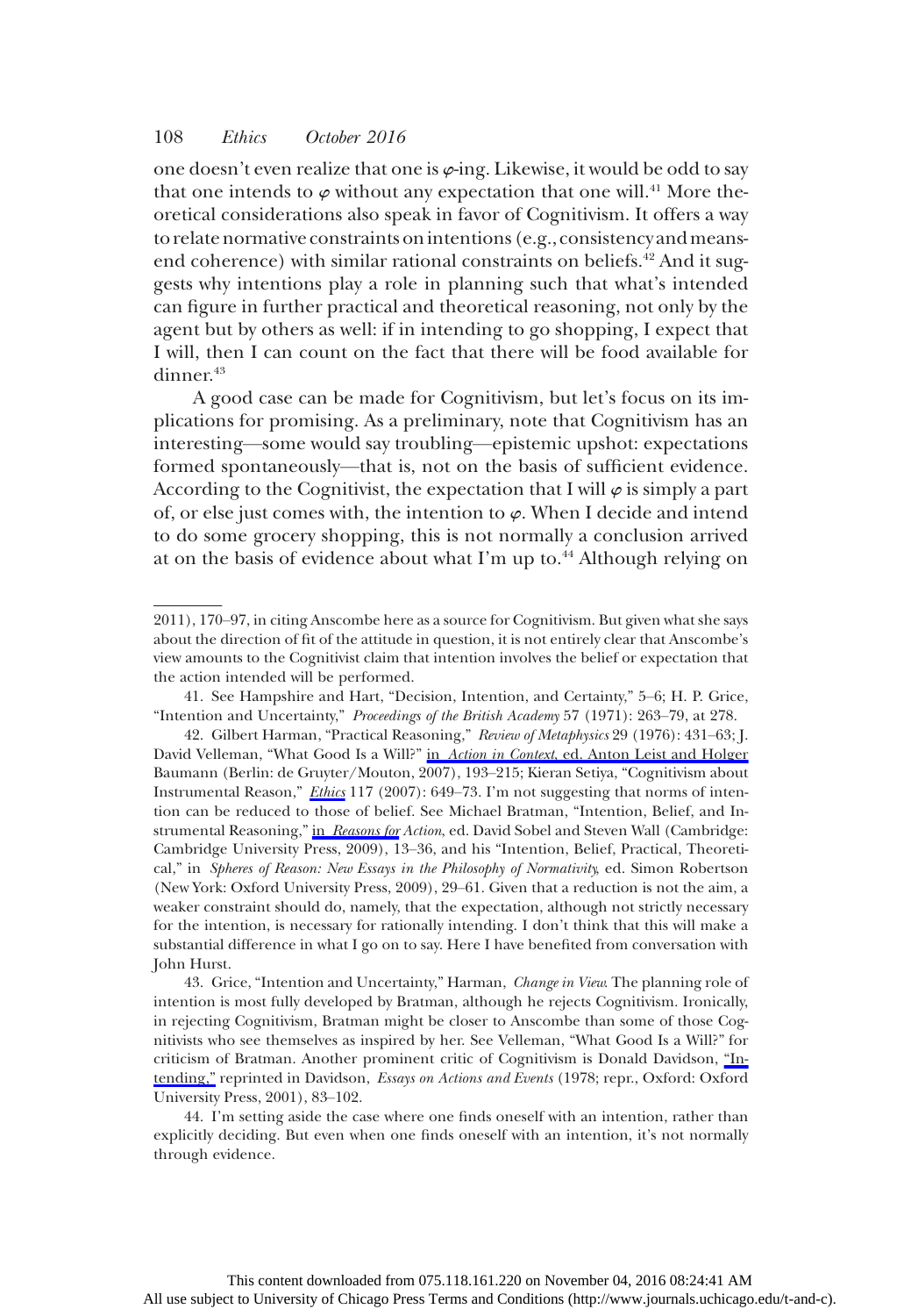one doesn't even realize that one is $\varphi$-ing. Likewise, it would be odd to say that one intends to $\varphi$ without any expectation that one will.[41] More theoretical considerations also speak in favor of Cognitivism. It offers a way to relate normative constraints on intentions (e.g., consistency and means-end coherence) with similar rational constraints on beliefs.[42] And it suggests why intentions play a role in planning such that what's intended can figure in further practical and theoretical reasoning, not only by the agent but by others as well: if in intending to go shopping, I expect that I will, then I can count on the fact that there will be food available for dinner.[43]

A good case can be made for Cognitivism, but let's focus on its implications for promising. As a preliminary, note that Cognitivism has an interesting—some would say troubling—epistemic upshot: expectations formed spontaneously—that is, not on the basis of sufficient evidence. According to the Cognitivist, the expectation that I will $\varphi$ is simply a part of, or else just comes with, the intention to $\varphi$. When I decide and intend to do some grocery shopping, this is not normally a conclusion arrived at on the basis of evidence about what I'm up to.[44] Although relying on

---

2011), 170–97, in citing Anscombe here as a source for Cognitivism. But given what she says about the direction of fit of the attitude in question, it is not entirely clear that Anscombe's view amounts to the Cognitivist claim that intention involves the belief or expectation that the action intended will be performed.

41. See Hampshire and Hart, "Decision, Intention, and Certainty," 5–6; H. P. Grice, "Intention and Uncertainty," *Proceedings of the British Academy* 57 (1971): 263–79, at 278.

42. Gilbert Harman, "Practical Reasoning," *Review of Metaphysics* 29 (1976): 431–63; J. David Velleman, "What Good Is a Will?" in *Action in Context*, ed. Anton Leist and Holger Baumann (Berlin: de Gruyter/Mouton, 2007), 193–215; Kieran Setiya, "Cognitivism about Instrumental Reason," *Ethics* 117 (2007): 649–73. I'm not suggesting that norms of intention can be reduced to those of belief. See Michael Bratman, "Intention, Belief, and Instrumental Reasoning," in *Reasons for Action*, ed. David Sobel and Steven Wall (Cambridge: Cambridge University Press, 2009), 13–36, and his "Intention, Belief, Practical, Theoretical," in *Spheres of Reason: New Essays in the Philosophy of Normativity*, ed. Simon Robertson (New York: Oxford University Press, 2009), 29–61. Given that a reduction is not the aim, a weaker constraint should do, namely, that the expectation, although not strictly necessary for the intention, is necessary for rationally intending. I don't think that this will make a substantial difference in what I go on to say. Here I have benefited from conversation with John Hurst.

43. Grice, "Intention and Uncertainty," Harman, *Change in View*. The planning role of intention is most fully developed by Bratman, although he rejects Cognitivism. Ironically, in rejecting Cognitivism, Bratman might be closer to Anscombe than some of those Cognitivists who see themselves as inspired by her. See Velleman, "What Good Is a Will?" for criticism of Bratman. Another prominent critic of Cognitivism is Donald Davidson, "Intending," reprinted in Davidson, *Essays on Actions and Events* (1978; repr., Oxford: Oxford University Press, 2001), 83–102.

44. I'm setting aside the case where one finds oneself with an intention, rather than explicitly deciding. But even when one finds oneself with an intention, it's not normally through evidence.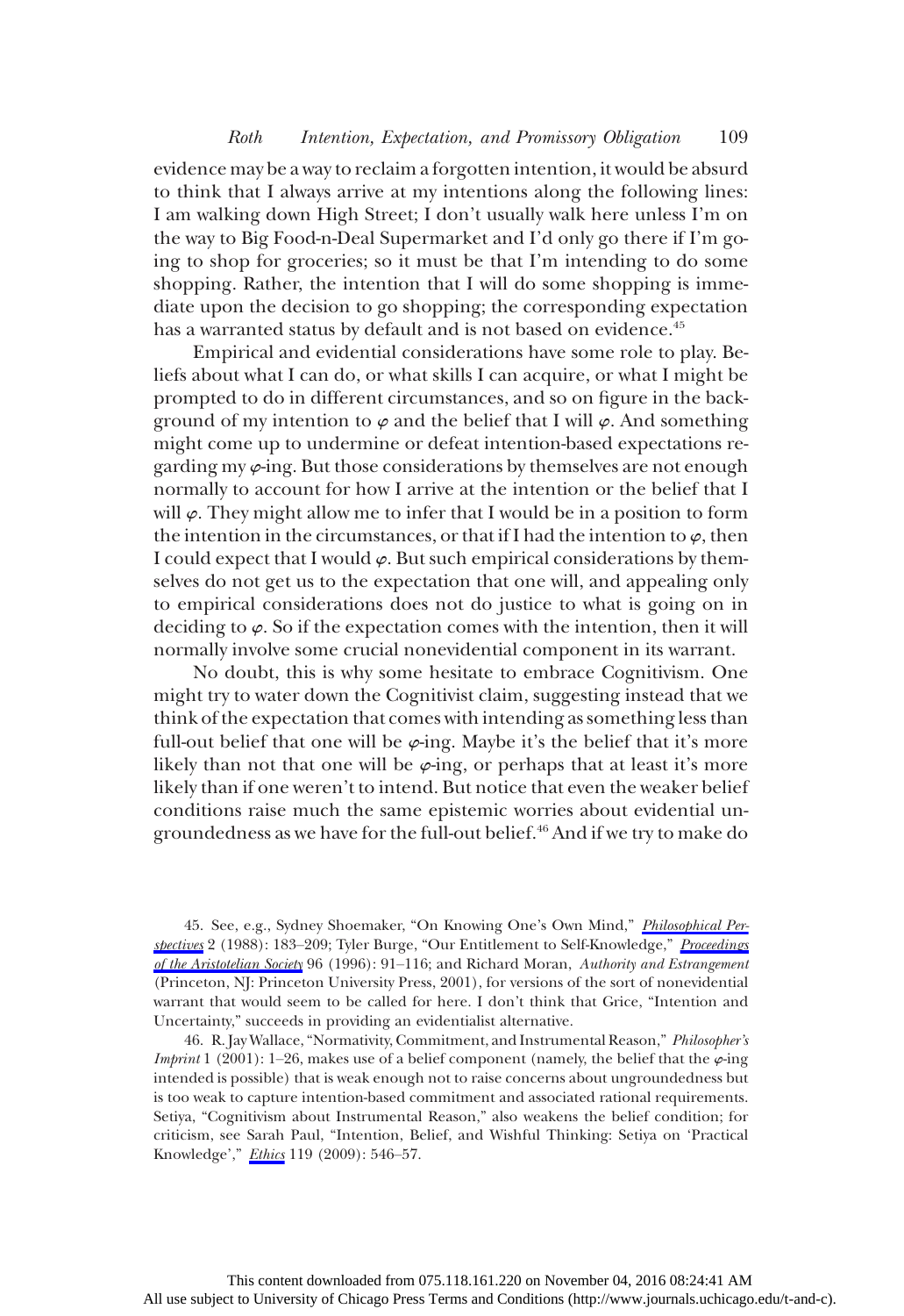evidence may be a way to reclaim a forgotten intention, it would be absurd to think that I always arrive at my intentions along the following lines: I am walking down High Street; I don't usually walk here unless I'm on the way to Big Food-n-Deal Supermarket and I'd only go there if I'm going to shop for groceries; so it must be that I'm intending to do some shopping. Rather, the intention that I will do some shopping is immediate upon the decision to go shopping; the corresponding expectation has a warranted status by default and is not based on evidence.[45]

Empirical and evidential considerations have some role to play. Beliefs about what I can do, or what skills I can acquire, or what I might be prompted to do in different circumstances, and so on figure in the background of my intention to $\varphi$ and the belief that I will $\varphi$. And something might come up to undermine or defeat intention-based expectations regarding my $\varphi$-ing. But those considerations by themselves are not enough normally to account for how I arrive at the intention or the belief that I will $\varphi$. They might allow me to infer that I would be in a position to form the intention in the circumstances, or that if I had the intention to $\varphi$, then I could expect that I would $\varphi$. But such empirical considerations by themselves do not get us to the expectation that one will, and appealing only to empirical considerations does not do justice to what is going on in deciding to $\varphi$. So if the expectation comes with the intention, then it will normally involve some crucial nonevidential component in its warrant.

No doubt, this is why some hesitate to embrace Cognitivism. One might try to water down the Cognitivist claim, suggesting instead that we think of the expectation that comes with intending as something less than full-out belief that one will be $\varphi$-ing. Maybe it's the belief that it's more likely than not that one will be $\varphi$-ing, or perhaps that at least it's more likely than if one weren't to intend. But notice that even the weaker belief conditions raise much the same epistemic worries about evidential ungroundedness as we have for the full-out belief.[46] And if we try to make do

45. See, e.g., Sydney Shoemaker, "On Knowing One's Own Mind," *Philosophical Perspectives* 2 (1988): 183–209; Tyler Burge, "Our Entitlement to Self-Knowledge," *Proceedings of the Aristotelian Society* 96 (1996): 91–116; and Richard Moran, *Authority and Estrangement* (Princeton, NJ: Princeton University Press, 2001), for versions of the sort of nonevidential warrant that would seem to be called for here. I don't think that Grice, "Intention and Uncertainty," succeeds in providing an evidentialist alternative.

46. R. Jay Wallace, "Normativity, Commitment, and Instrumental Reason," *Philosopher's Imprint* 1 (2001): 1–26, makes use of a belief component (namely, the belief that the $\varphi$-ing intended is possible) that is weak enough not to raise concerns about ungroundedness but is too weak to capture intention-based commitment and associated rational requirements. Setiya, "Cognitivism about Instrumental Reason," also weakens the belief condition; for criticism, see Sarah Paul, "Intention, Belief, and Wishful Thinking: Setiya on 'Practical Knowledge'," *Ethics* 119 (2009): 546–57.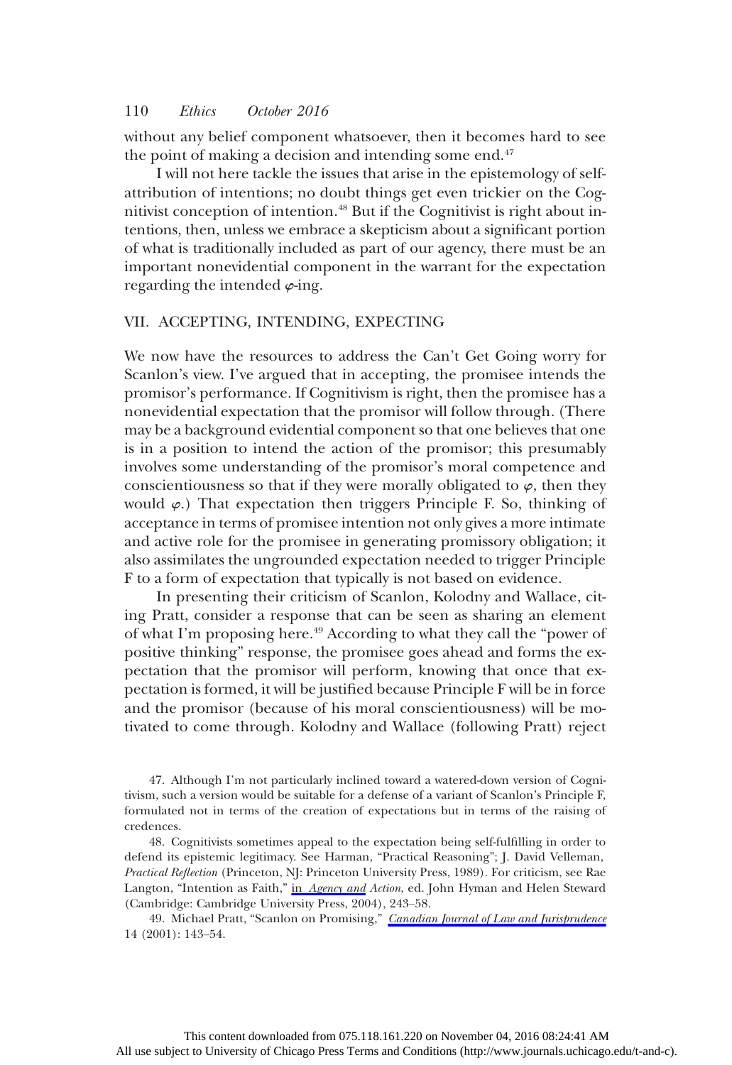without any belief component whatsoever, then it becomes hard to see the point of making a decision and intending some end.[47]

I will not here tackle the issues that arise in the epistemology of self-attribution of intentions; no doubt things get even trickier on the Cognitivist conception of intention.[48] But if the Cognitivist is right about intentions, then, unless we embrace a skepticism about a significant portion of what is traditionally included as part of our agency, there must be an important nonevidential component in the warrant for the expectation regarding the intended $\varphi$-ing.

## VII. ACCEPTING, INTENDING, EXPECTING

We now have the resources to address the Can't Get Going worry for Scanlon's view. I've argued that in accepting, the promisee intends the promisor's performance. If Cognitivism is right, then the promisee has a nonevidential expectation that the promisor will follow through. (There may be a background evidential component so that one believes that one is in a position to intend the action of the promisor; this presumably involves some understanding of the promisor's moral competence and conscientiousness so that if they were morally obligated to $\varphi$, then they would $\varphi$.) That expectation then triggers Principle F. So, thinking of acceptance in terms of promisee intention not only gives a more intimate and active role for the promisee in generating promissory obligation; it also assimilates the ungrounded expectation needed to trigger Principle F to a form of expectation that typically is not based on evidence.

In presenting their criticism of Scanlon, Kolodny and Wallace, citing Pratt, consider a response that can be seen as sharing an element of what I'm proposing here.[49] According to what they call the "power of positive thinking" response, the promisee goes ahead and forms the expectation that the promisor will perform, knowing that once that expectation is formed, it will be justified because Principle F will be in force and the promisor (because of his moral conscientiousness) will be motivated to come through. Kolodny and Wallace (following Pratt) reject

47. Although I'm not particularly inclined toward a watered-down version of Cognitivism, such a version would be suitable for a defense of a variant of Scanlon's Principle F, formulated not in terms of the creation of expectations but in terms of the raising of credences.

48. Cognitivists sometimes appeal to the expectation being self-fulfilling in order to defend its epistemic legitimacy. See Harman, "Practical Reasoning"; J. David Velleman, *Practical Reflection* (Princeton, NJ: Princeton University Press, 1989). For criticism, see Rae Langton, "Intention as Faith," in *Agency and Action*, ed. John Hyman and Helen Steward (Cambridge: Cambridge University Press, 2004), 243–58.

49. Michael Pratt, "Scanlon on Promising," *Canadian Journal of Law and Jurisprudence* 14 (2001): 143–54.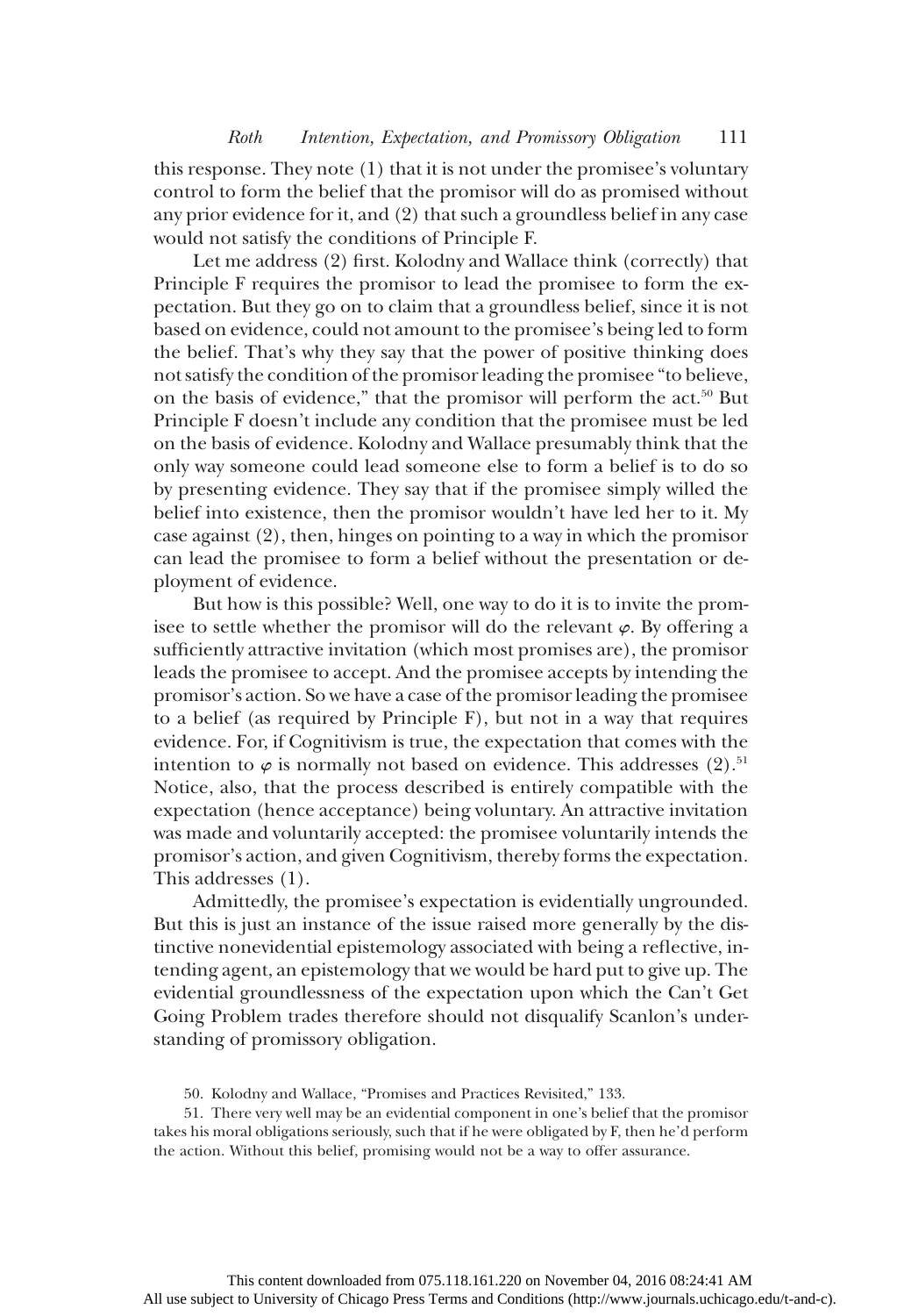this response. They note (1) that it is not under the promisee's voluntary control to form the belief that the promisor will do as promised without any prior evidence for it, and (2) that such a groundless belief in any case would not satisfy the conditions of Principle F.

Let me address (2) first. Kolodny and Wallace think (correctly) that Principle F requires the promisor to lead the promisee to form the expectation. But they go on to claim that a groundless belief, since it is not based on evidence, could not amount to the promisee's being led to form the belief. That's why they say that the power of positive thinking does not satisfy the condition of the promisor leading the promisee "to believe, on the basis of evidence," that the promisor will perform the act.[50] But Principle F doesn't include any condition that the promisee must be led on the basis of evidence. Kolodny and Wallace presumably think that the only way someone could lead someone else to form a belief is to do so by presenting evidence. They say that if the promisee simply willed the belief into existence, then the promisor wouldn't have led her to it. My case against (2), then, hinges on pointing to a way in which the promisor can lead the promisee to form a belief without the presentation or deployment of evidence.

But how is this possible? Well, one way to do it is to invite the promisee to settle whether the promisor will do the relevant $\varphi$. By offering a sufficiently attractive invitation (which most promises are), the promisor leads the promisee to accept. And the promisee accepts by intending the promisor's action. So we have a case of the promisor leading the promisee to a belief (as required by Principle F), but not in a way that requires evidence. For, if Cognitivism is true, the expectation that comes with the intention to $\varphi$ is normally not based on evidence. This addresses (2).[51] Notice, also, that the process described is entirely compatible with the expectation (hence acceptance) being voluntary. An attractive invitation was made and voluntarily accepted: the promisee voluntarily intends the promisor's action, and given Cognitivism, thereby forms the expectation. This addresses (1).

Admittedly, the promisee's expectation is evidentially ungrounded. But this is just an instance of the issue raised more generally by the distinctive nonevidential epistemology associated with being a reflective, intending agent, an epistemology that we would be hard put to give up. The evidential groundlessness of the expectation upon which the Can't Get Going Problem trades therefore should not disqualify Scanlon's understanding of promissory obligation.

50. Kolodny and Wallace, "Promises and Practices Revisited," 133.

51. There very well may be an evidential component in one's belief that the promisor takes his moral obligations seriously, such that if he were obligated by F, then he'd perform the action. Without this belief, promising would not be a way to offer assurance.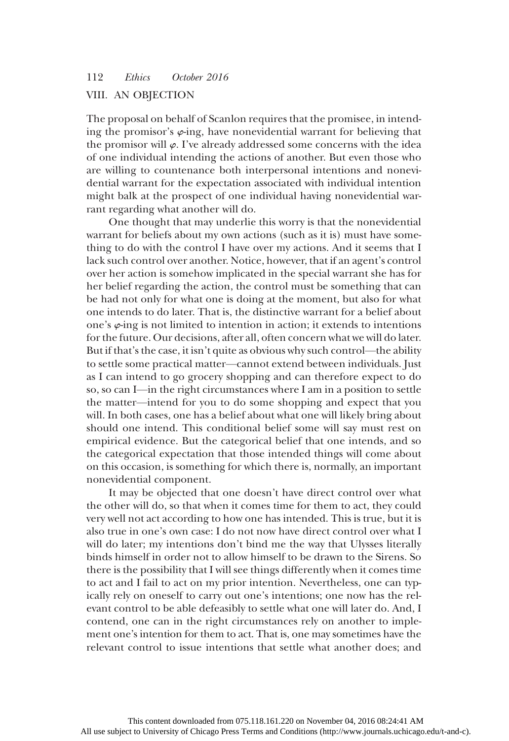## VIII. AN OBJECTION

The proposal on behalf of Scanlon requires that the promisee, in intending the promisor's $\varphi$-ing, have nonevidential warrant for believing that the promisor will $\varphi$. I've already addressed some concerns with the idea of one individual intending the actions of another. But even those who are willing to countenance both interpersonal intentions and nonevidential warrant for the expectation associated with individual intention might balk at the prospect of one individual having nonevidential warrant regarding what another will do.

One thought that may underlie this worry is that the nonevidential warrant for beliefs about my own actions (such as it is) must have something to do with the control I have over my actions. And it seems that I lack such control over another. Notice, however, that if an agent's control over her action is somehow implicated in the special warrant she has for her belief regarding the action, the control must be something that can be had not only for what one is doing at the moment, but also for what one intends to do later. That is, the distinctive warrant for a belief about one's $\varphi$-ing is not limited to intention in action; it extends to intentions for the future. Our decisions, after all, often concern what we will do later. But if that's the case, it isn't quite as obvious why such control—the ability to settle some practical matter—cannot extend between individuals. Just as I can intend to go grocery shopping and can therefore expect to do so, so can I—in the right circumstances where I am in a position to settle the matter—intend for you to do some shopping and expect that you will. In both cases, one has a belief about what one will likely bring about should one intend. This conditional belief some will say must rest on empirical evidence. But the categorical belief that one intends, and so the categorical expectation that those intended things will come about on this occasion, is something for which there is, normally, an important nonevidential component.

It may be objected that one doesn't have direct control over what the other will do, so that when it comes time for them to act, they could very well not act according to how one has intended. This is true, but it is also true in one's own case: I do not now have direct control over what I will do later; my intentions don't bind me the way that Ulysses literally binds himself in order not to allow himself to be drawn to the Sirens. So there is the possibility that I will see things differently when it comes time to act and I fail to act on my prior intention. Nevertheless, one can typically rely on oneself to carry out one's intentions; one now has the relevant control to be able defeasibly to settle what one will later do. And, I contend, one can in the right circumstances rely on another to implement one's intention for them to act. That is, one may sometimes have the relevant control to issue intentions that settle what another does; and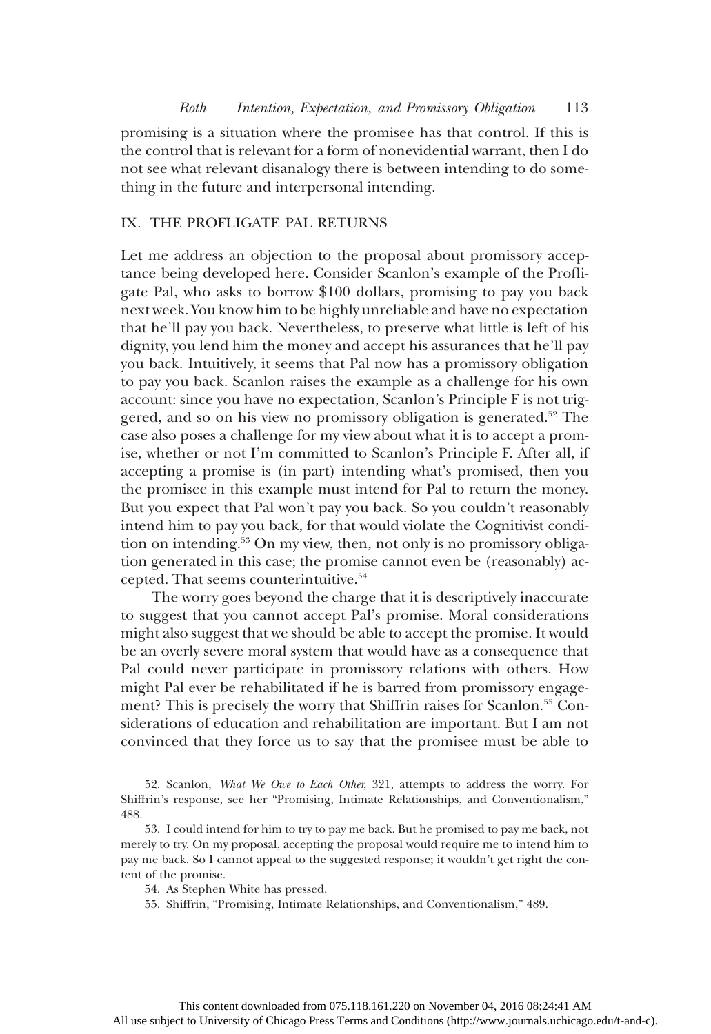promising is a situation where the promisee has that control. If this is the control that is relevant for a form of nonevidential warrant, then I do not see what relevant disanalogy there is between intending to do something in the future and interpersonal intending.

## IX. THE PROFLIGATE PAL RETURNS

Let me address an objection to the proposal about promissory acceptance being developed here. Consider Scanlon's example of the Profligate Pal, who asks to borrow $100 dollars, promising to pay you back next week. You know him to be highly unreliable and have no expectation that he'll pay you back. Nevertheless, to preserve what little is left of his dignity, you lend him the money and accept his assurances that he'll pay you back. Intuitively, it seems that Pal now has a promissory obligation to pay you back. Scanlon raises the example as a challenge for his own account: since you have no expectation, Scanlon's Principle F is not triggered, and so on his view no promissory obligation is generated.[52] The case also poses a challenge for my view about what it is to accept a promise, whether or not I'm committed to Scanlon's Principle F. After all, if accepting a promise is (in part) intending what's promised, then you the promisee in this example must intend for Pal to return the money. But you expect that Pal won't pay you back. So you couldn't reasonably intend him to pay you back, for that would violate the Cognitivist condition on intending.[53] On my view, then, not only is no promissory obligation generated in this case; the promise cannot even be (reasonably) accepted. That seems counterintuitive.[54]

The worry goes beyond the charge that it is descriptively inaccurate to suggest that you cannot accept Pal's promise. Moral considerations might also suggest that we should be able to accept the promise. It would be an overly severe moral system that would have as a consequence that Pal could never participate in promissory relations with others. How might Pal ever be rehabilitated if he is barred from promissory engagement? This is precisely the worry that Shiffrin raises for Scanlon.[55] Considerations of education and rehabilitation are important. But I am not convinced that they force us to say that the promisee must be able to

52. Scanlon, *What We Owe to Each Other*, 321, attempts to address the worry. For Shiffrin's response, see her "Promising, Intimate Relationships, and Conventionalism," 488.

53. I could intend for him to try to pay me back. But he promised to pay me back, not merely to try. On my proposal, accepting the proposal would require me to intend him to pay me back. So I cannot appeal to the suggested response; it wouldn't get right the content of the promise.

54. As Stephen White has pressed.

55. Shiffrin, "Promising, Intimate Relationships, and Conventionalism," 489.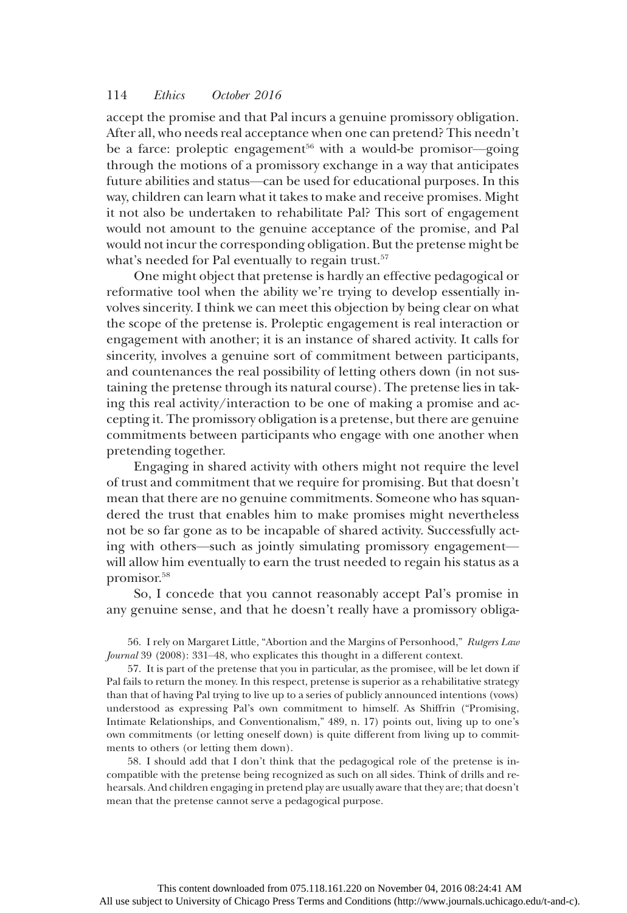accept the promise and that Pal incurs a genuine promissory obligation. After all, who needs real acceptance when one can pretend? This needn't be a farce: proleptic engagement[56] with a would-be promisor—going through the motions of a promissory exchange in a way that anticipates future abilities and status—can be used for educational purposes. In this way, children can learn what it takes to make and receive promises. Might it not also be undertaken to rehabilitate Pal? This sort of engagement would not amount to the genuine acceptance of the promise, and Pal would not incur the corresponding obligation. But the pretense might be what's needed for Pal eventually to regain trust.[57]

One might object that pretense is hardly an effective pedagogical or reformative tool when the ability we're trying to develop essentially involves sincerity. I think we can meet this objection by being clear on what the scope of the pretense is. Proleptic engagement is real interaction or engagement with another; it is an instance of shared activity. It calls for sincerity, involves a genuine sort of commitment between participants, and countenances the real possibility of letting others down (in not sustaining the pretense through its natural course). The pretense lies in taking this real activity/interaction to be one of making a promise and accepting it. The promissory obligation is a pretense, but there are genuine commitments between participants who engage with one another when pretending together.

Engaging in shared activity with others might not require the level of trust and commitment that we require for promising. But that doesn't mean that there are no genuine commitments. Someone who has squandered the trust that enables him to make promises might nevertheless not be so far gone as to be incapable of shared activity. Successfully acting with others—such as jointly simulating promissory engagement—will allow him eventually to earn the trust needed to regain his status as a promisor.[58]

So, I concede that you cannot reasonably accept Pal's promise in any genuine sense, and that he doesn't really have a promissory obliga-

56. I rely on Margaret Little, "Abortion and the Margins of Personhood," *Rutgers Law Journal* 39 (2008): 331–48, who explicates this thought in a different context.

57. It is part of the pretense that you in particular, as the promisee, will be let down if Pal fails to return the money. In this respect, pretense is superior as a rehabilitative strategy than that of having Pal trying to live up to a series of publicly announced intentions (vows) understood as expressing Pal's own commitment to himself. As Shiffrin ("Promising, Intimate Relationships, and Conventionalism," 489, n. 17) points out, living up to one's own commitments (or letting oneself down) is quite different from living up to commitments to others (or letting them down).

58. I should add that I don't think that the pedagogical role of the pretense is incompatible with the pretense being recognized as such on all sides. Think of drills and rehearsals. And children engaging in pretend play are usually aware that they are; that doesn't mean that the pretense cannot serve a pedagogical purpose.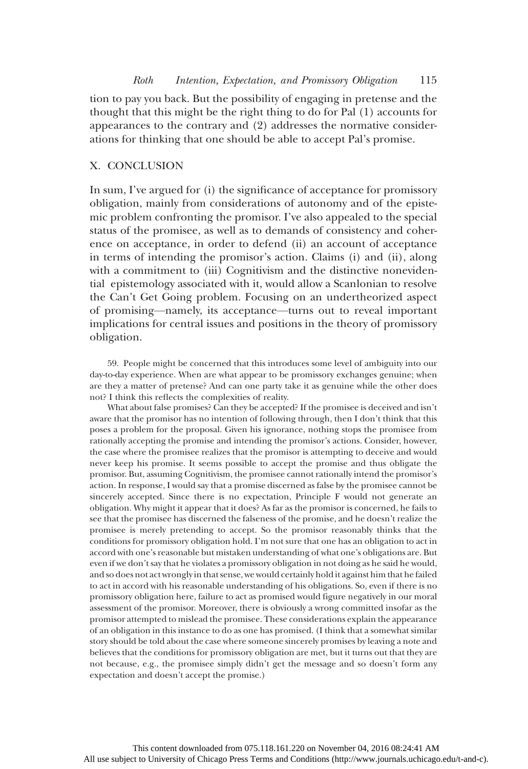tion to pay you back. But the possibility of engaging in pretense and the thought that this might be the right thing to do for Pal (1) accounts for appearances to the contrary and (2) addresses the normative considerations for thinking that one should be able to accept Pal's promise.

## X. CONCLUSION

In sum, I've argued for (i) the significance of acceptance for promissory obligation, mainly from considerations of autonomy and of the epistemic problem confronting the promisor. I've also appealed to the special status of the promisee, as well as to demands of consistency and coherence on acceptance, in order to defend (ii) an account of acceptance in terms of intending the promisor's action. Claims (i) and (ii), along with a commitment to (iii) Cognitivism and the distinctive nonevidential epistemology associated with it, would allow a Scanlonian to resolve the Can't Get Going problem. Focusing on an undertheorized aspect of promising—namely, its acceptance—turns out to reveal important implications for central issues and positions in the theory of promissory obligation.

59. People might be concerned that this introduces some level of ambiguity into our day-to-day experience. When are what appear to be promissory exchanges genuine; when are they a matter of pretense? And can one party take it as genuine while the other does not? I think this reflects the complexities of reality.

What about false promises? Can they be accepted? If the promisee is deceived and isn't aware that the promisor has no intention of following through, then I don't think that this poses a problem for the proposal. Given his ignorance, nothing stops the promisee from rationally accepting the promise and intending the promisor's actions. Consider, however, the case where the promisee realizes that the promisor is attempting to deceive and would never keep his promise. It seems possible to accept the promise and thus obligate the promisor. But, assuming Cognitivism, the promisee cannot rationally intend the promisor's action. In response, I would say that a promise discerned as false by the promisee cannot be sincerely accepted. Since there is no expectation, Principle F would not generate an obligation. Why might it appear that it does? As far as the promisor is concerned, he fails to see that the promisee has discerned the falseness of the promise, and he doesn't realize the promisee is merely pretending to accept. So the promisor reasonably thinks that the conditions for promissory obligation hold. I'm not sure that one has an obligation to act in accord with one's reasonable but mistaken understanding of what one's obligations are. But even if we don't say that he violates a promissory obligation in not doing as he said he would, and so does not act wrongly in that sense, we would certainly hold it against him that he failed to act in accord with his reasonable understanding of his obligations. So, even if there is no promissory obligation here, failure to act as promised would figure negatively in our moral assessment of the promisor. Moreover, there is obviously a wrong committed insofar as the promisor attempted to mislead the promisee. These considerations explain the appearance of an obligation in this instance to do as one has promised. (I think that a somewhat similar story should be told about the case where someone sincerely promises by leaving a note and believes that the conditions for promissory obligation are met, but it turns out that they are not because, e.g., the promisee simply didn't get the message and so doesn't form any expectation and doesn't accept the promise.)